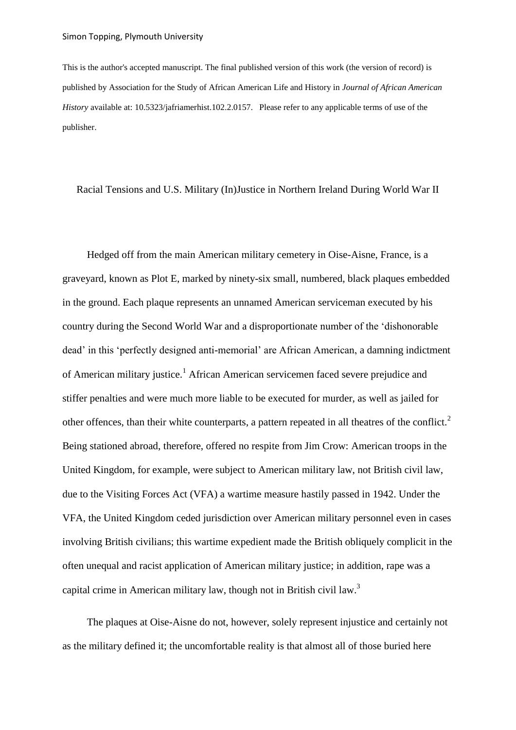Simon Topping, Plymouth University

This is the author's accepted manuscript. The final published version of this work (the version of record) is published by Association for the Study of African American Life and History in *Journal of African American History* available at: 10.5323/jafriamerhist.102.2.0157. Please refer to any applicable terms of use of the publisher.

# Racial Tensions and U.S. Military (In)Justice in Northern Ireland During World War II

Hedged off from the main American military cemetery in Oise-Aisne, France, is a graveyard, known as Plot E, marked by ninety-six small, numbered, black plaques embedded in the ground. Each plaque represents an unnamed American serviceman executed by his country during the Second World War and a disproportionate number of the 'dishonorable dead' in this 'perfectly designed anti-memorial' are African American, a damning indictment of American military justice.[1] African American servicemen faced severe prejudice and stiffer penalties and were much more liable to be executed for murder, as well as jailed for other offences, than their white counterparts, a pattern repeated in all theatres of the conflict.[2] Being stationed abroad, therefore, offered no respite from Jim Crow: American troops in the United Kingdom, for example, were subject to American military law, not British civil law, due to the Visiting Forces Act (VFA) a wartime measure hastily passed in 1942. Under the VFA, the United Kingdom ceded jurisdiction over American military personnel even in cases involving British civilians; this wartime expedient made the British obliquely complicit in the often unequal and racist application of American military justice; in addition, rape was a capital crime in American military law, though not in British civil law.[3]

The plaques at Oise-Aisne do not, however, solely represent injustice and certainly not as the military defined it; the uncomfortable reality is that almost all of those buried here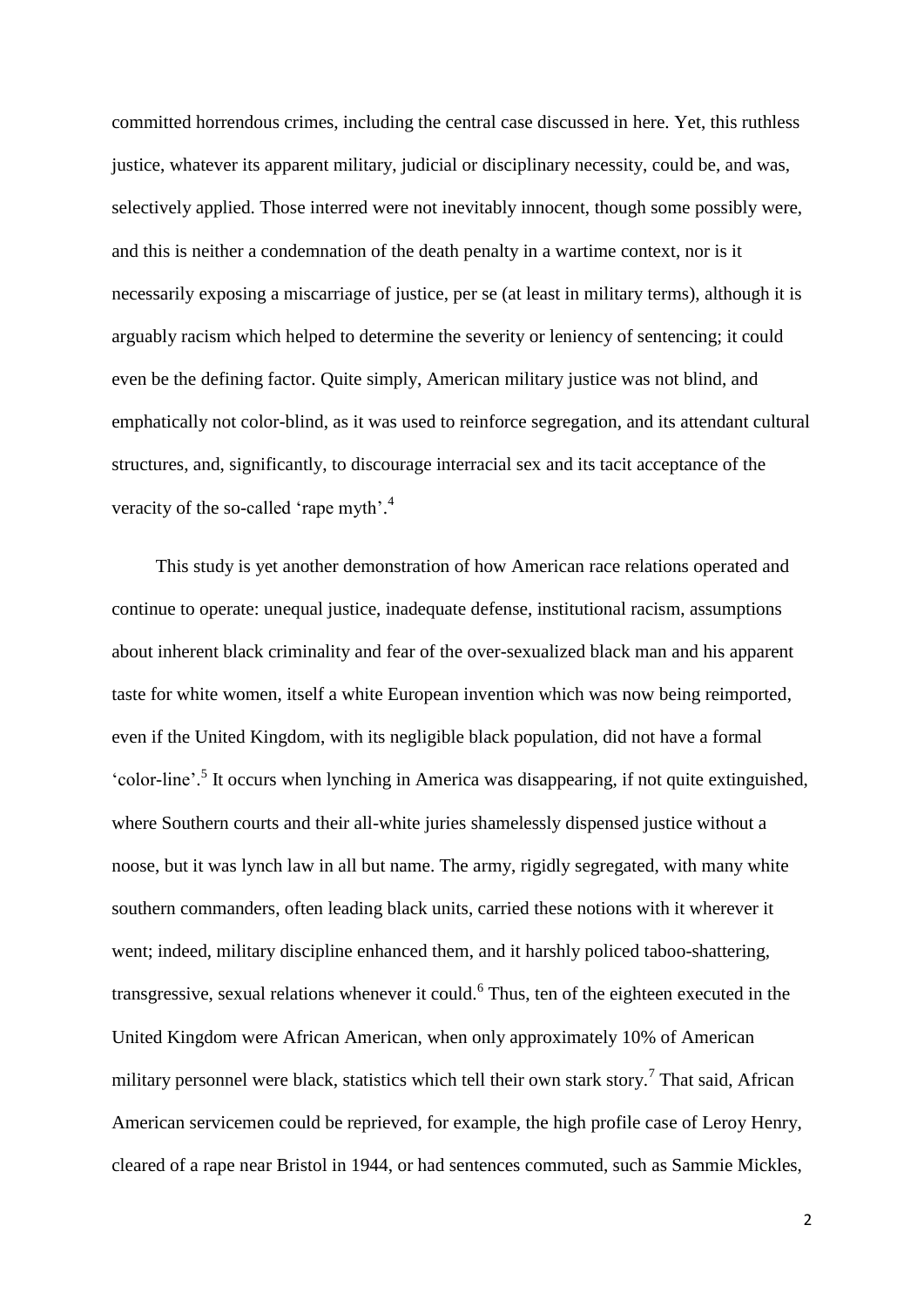committed horrendous crimes, including the central case discussed in here. Yet, this ruthless justice, whatever its apparent military, judicial or disciplinary necessity, could be, and was, selectively applied. Those interred were not inevitably innocent, though some possibly were, and this is neither a condemnation of the death penalty in a wartime context, nor is it necessarily exposing a miscarriage of justice, per se (at least in military terms), although it is arguably racism which helped to determine the severity or leniency of sentencing; it could even be the defining factor. Quite simply, American military justice was not blind, and emphatically not color-blind, as it was used to reinforce segregation, and its attendant cultural structures, and, significantly, to discourage interracial sex and its tacit acceptance of the veracity of the so-called 'rape myth'.[4]

This study is yet another demonstration of how American race relations operated and continue to operate: unequal justice, inadequate defense, institutional racism, assumptions about inherent black criminality and fear of the over-sexualized black man and his apparent taste for white women, itself a white European invention which was now being reimported, even if the United Kingdom, with its negligible black population, did not have a formal 'color-line'.[5] It occurs when lynching in America was disappearing, if not quite extinguished, where Southern courts and their all-white juries shamelessly dispensed justice without a noose, but it was lynch law in all but name. The army, rigidly segregated, with many white southern commanders, often leading black units, carried these notions with it wherever it went; indeed, military discipline enhanced them, and it harshly policed taboo-shattering, transgressive, sexual relations whenever it could.[6] Thus, ten of the eighteen executed in the United Kingdom were African American, when only approximately 10% of American military personnel were black, statistics which tell their own stark story.[7] That said, African American servicemen could be reprieved, for example, the high profile case of Leroy Henry, cleared of a rape near Bristol in 1944, or had sentences commuted, such as Sammie Mickles,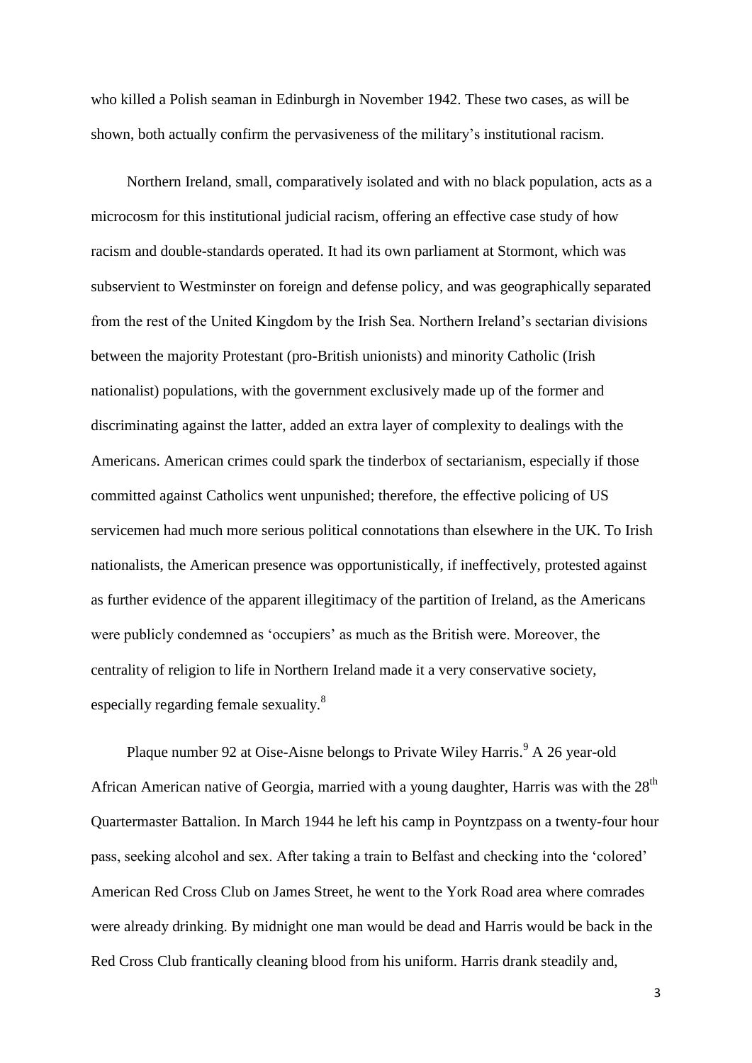who killed a Polish seaman in Edinburgh in November 1942. These two cases, as will be shown, both actually confirm the pervasiveness of the military's institutional racism.

Northern Ireland, small, comparatively isolated and with no black population, acts as a microcosm for this institutional judicial racism, offering an effective case study of how racism and double-standards operated. It had its own parliament at Stormont, which was subservient to Westminster on foreign and defense policy, and was geographically separated from the rest of the United Kingdom by the Irish Sea. Northern Ireland's sectarian divisions between the majority Protestant (pro-British unionists) and minority Catholic (Irish nationalist) populations, with the government exclusively made up of the former and discriminating against the latter, added an extra layer of complexity to dealings with the Americans. American crimes could spark the tinderbox of sectarianism, especially if those committed against Catholics went unpunished; therefore, the effective policing of US servicemen had much more serious political connotations than elsewhere in the UK. To Irish nationalists, the American presence was opportunistically, if ineffectively, protested against as further evidence of the apparent illegitimacy of the partition of Ireland, as the Americans were publicly condemned as 'occupiers' as much as the British were. Moreover, the centrality of religion to life in Northern Ireland made it a very conservative society, especially regarding female sexuality.[8]

Plaque number 92 at Oise-Aisne belongs to Private Wiley Harris.[9] A 26 year-old African American native of Georgia, married with a young daughter, Harris was with the 28th Quartermaster Battalion. In March 1944 he left his camp in Poyntzpass on a twenty-four hour pass, seeking alcohol and sex. After taking a train to Belfast and checking into the 'colored' American Red Cross Club on James Street, he went to the York Road area where comrades were already drinking. By midnight one man would be dead and Harris would be back in the Red Cross Club frantically cleaning blood from his uniform. Harris drank steadily and,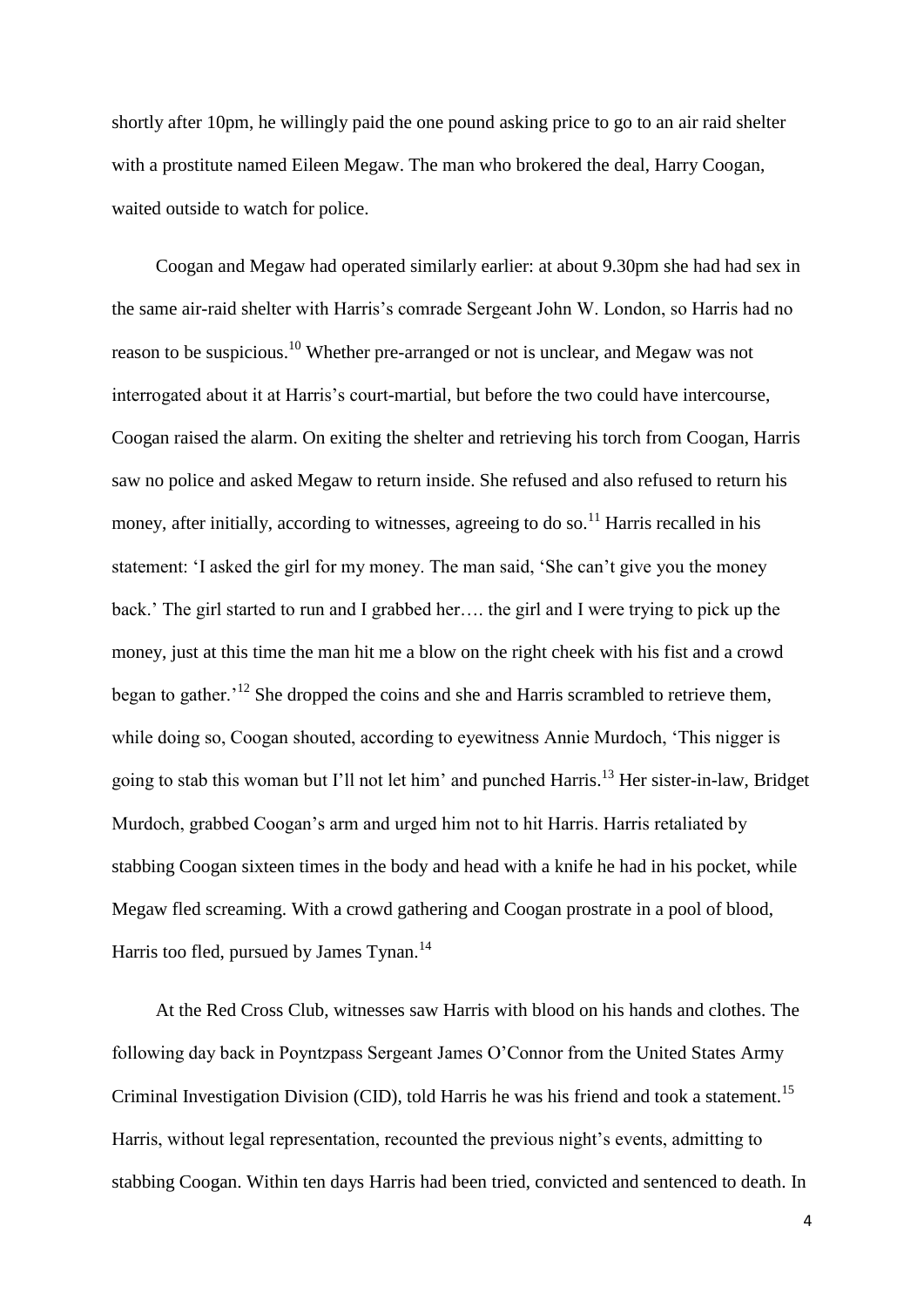shortly after 10pm, he willingly paid the one pound asking price to go to an air raid shelter with a prostitute named Eileen Megaw. The man who brokered the deal, Harry Coogan, waited outside to watch for police.

Coogan and Megaw had operated similarly earlier: at about 9.30pm she had had sex in the same air-raid shelter with Harris's comrade Sergeant John W. London, so Harris had no reason to be suspicious.[10] Whether pre-arranged or not is unclear, and Megaw was not interrogated about it at Harris's court-martial, but before the two could have intercourse, Coogan raised the alarm. On exiting the shelter and retrieving his torch from Coogan, Harris saw no police and asked Megaw to return inside. She refused and also refused to return his money, after initially, according to witnesses, agreeing to do so.[11] Harris recalled in his statement: 'I asked the girl for my money. The man said, 'She can't give you the money back.' The girl started to run and I grabbed her…. the girl and I were trying to pick up the money, just at this time the man hit me a blow on the right cheek with his fist and a crowd began to gather.'[12] She dropped the coins and she and Harris scrambled to retrieve them, while doing so, Coogan shouted, according to eyewitness Annie Murdoch, 'This nigger is going to stab this woman but I'll not let him' and punched Harris.[13] Her sister-in-law, Bridget Murdoch, grabbed Coogan's arm and urged him not to hit Harris. Harris retaliated by stabbing Coogan sixteen times in the body and head with a knife he had in his pocket, while Megaw fled screaming. With a crowd gathering and Coogan prostrate in a pool of blood, Harris too fled, pursued by James Tynan.[14]

At the Red Cross Club, witnesses saw Harris with blood on his hands and clothes. The following day back in Poyntzpass Sergeant James O'Connor from the United States Army Criminal Investigation Division (CID), told Harris he was his friend and took a statement.[15] Harris, without legal representation, recounted the previous night's events, admitting to stabbing Coogan. Within ten days Harris had been tried, convicted and sentenced to death. In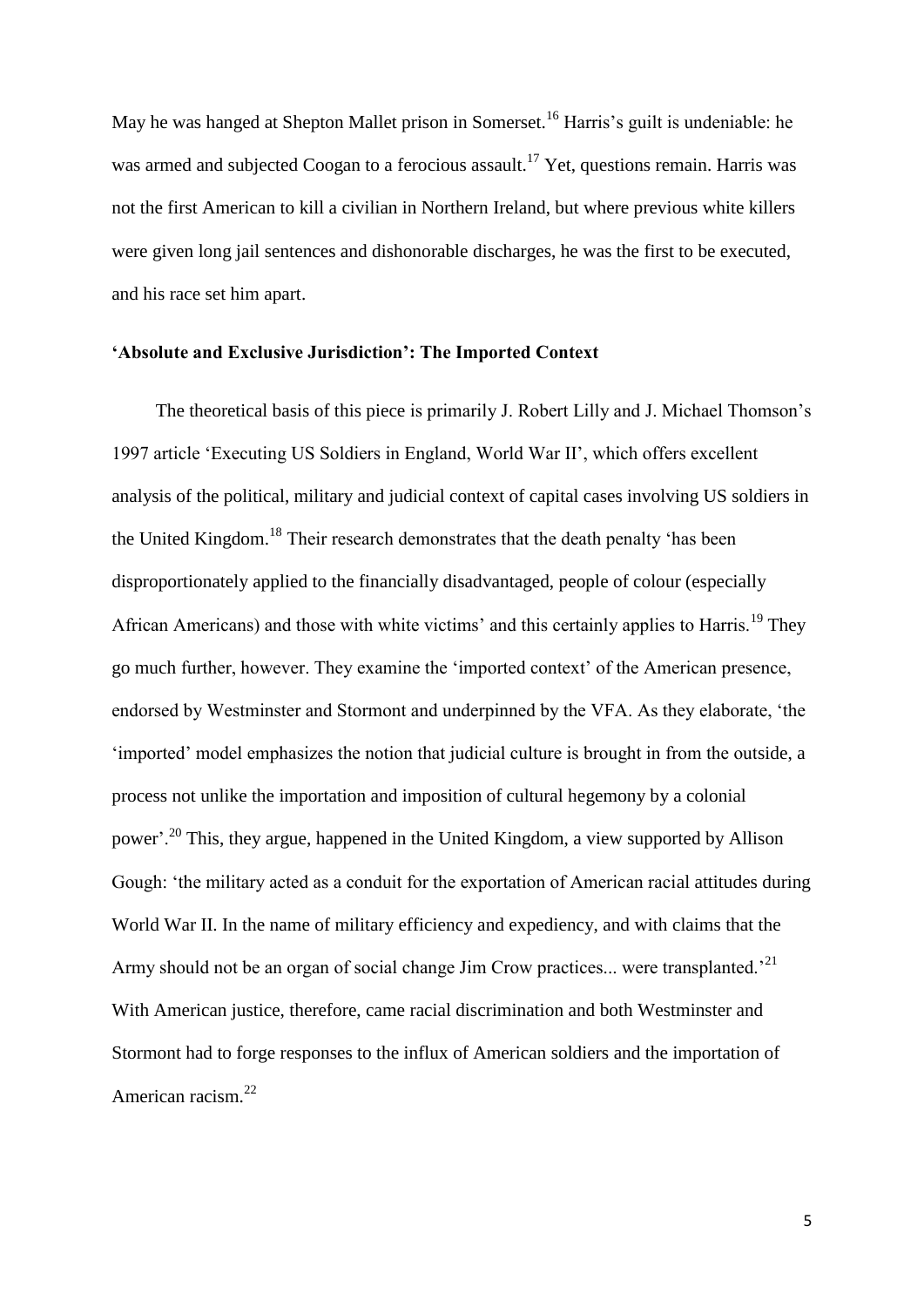May he was hanged at Shepton Mallet prison in Somerset.[16] Harris's guilt is undeniable: he was armed and subjected Coogan to a ferocious assault.[17] Yet, questions remain. Harris was not the first American to kill a civilian in Northern Ireland, but where previous white killers were given long jail sentences and dishonorable discharges, he was the first to be executed, and his race set him apart.

### 'Absolute and Exclusive Jurisdiction': The Imported Context

The theoretical basis of this piece is primarily J. Robert Lilly and J. Michael Thomson's 1997 article 'Executing US Soldiers in England, World War II', which offers excellent analysis of the political, military and judicial context of capital cases involving US soldiers in the United Kingdom.[18] Their research demonstrates that the death penalty 'has been disproportionately applied to the financially disadvantaged, people of colour (especially African Americans) and those with white victims' and this certainly applies to Harris.[19] They go much further, however. They examine the 'imported context' of the American presence, endorsed by Westminster and Stormont and underpinned by the VFA. As they elaborate, 'the 'imported' model emphasizes the notion that judicial culture is brought in from the outside, a process not unlike the importation and imposition of cultural hegemony by a colonial power'.[20] This, they argue, happened in the United Kingdom, a view supported by Allison Gough: 'the military acted as a conduit for the exportation of American racial attitudes during World War II. In the name of military efficiency and expediency, and with claims that the Army should not be an organ of social change Jim Crow practices... were transplanted.'[21] With American justice, therefore, came racial discrimination and both Westminster and Stormont had to forge responses to the influx of American soldiers and the importation of American racism.[22]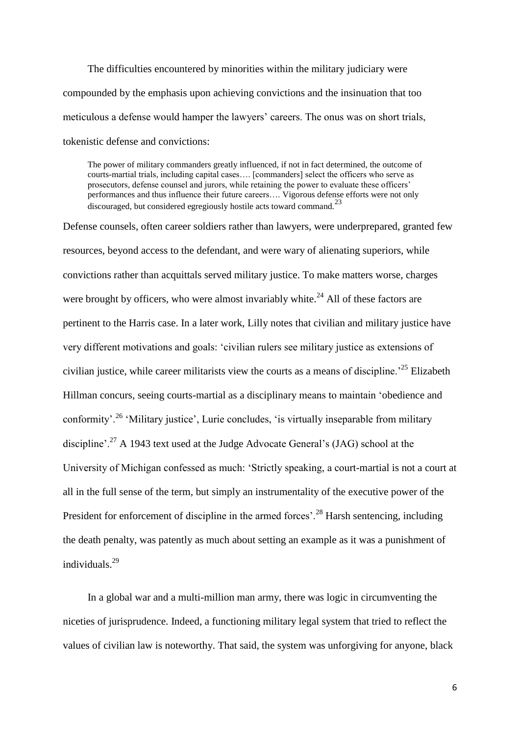The difficulties encountered by minorities within the military judiciary were compounded by the emphasis upon achieving convictions and the insinuation that too meticulous a defense would hamper the lawyers' careers. The onus was on short trials, tokenistic defense and convictions:

> The power of military commanders greatly influenced, if not in fact determined, the outcome of courts-martial trials, including capital cases…. [commanders] select the officers who serve as prosecutors, defense counsel and jurors, while retaining the power to evaluate these officers' performances and thus influence their future careers…. Vigorous defense efforts were not only discouraged, but considered egregiously hostile acts toward command.[23]

Defense counsels, often career soldiers rather than lawyers, were underprepared, granted few resources, beyond access to the defendant, and were wary of alienating superiors, while convictions rather than acquittals served military justice. To make matters worse, charges were brought by officers, who were almost invariably white.[24] All of these factors are pertinent to the Harris case. In a later work, Lilly notes that civilian and military justice have very different motivations and goals: 'civilian rulers see military justice as extensions of civilian justice, while career militarists view the courts as a means of discipline.'[25] Elizabeth Hillman concurs, seeing courts-martial as a disciplinary means to maintain 'obedience and conformity'.[26] 'Military justice', Lurie concludes, 'is virtually inseparable from military discipline'.[27] A 1943 text used at the Judge Advocate General's (JAG) school at the University of Michigan confessed as much: 'Strictly speaking, a court-martial is not a court at all in the full sense of the term, but simply an instrumentality of the executive power of the President for enforcement of discipline in the armed forces'.[28] Harsh sentencing, including the death penalty, was patently as much about setting an example as it was a punishment of individuals.[29]

In a global war and a multi-million man army, there was logic in circumventing the niceties of jurisprudence. Indeed, a functioning military legal system that tried to reflect the values of civilian law is noteworthy. That said, the system was unforgiving for anyone, black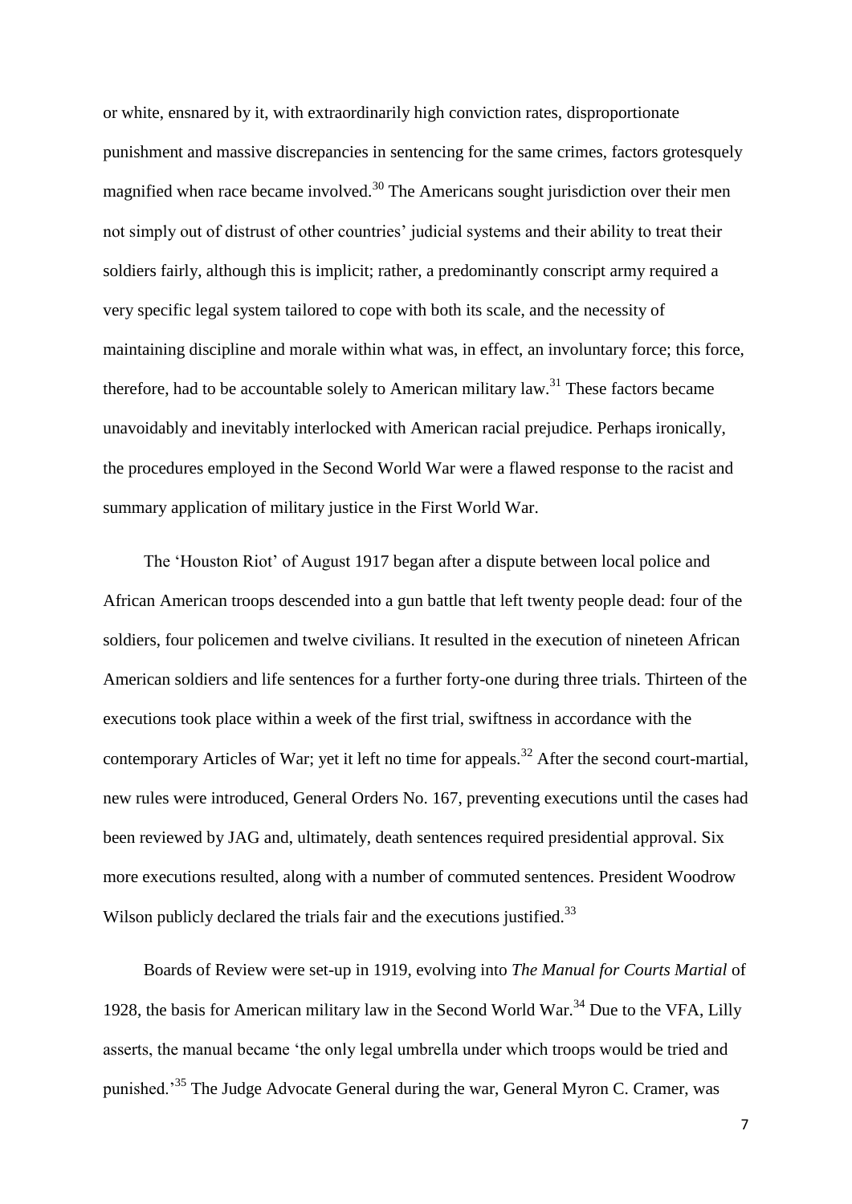or white, ensnared by it, with extraordinarily high conviction rates, disproportionate punishment and massive discrepancies in sentencing for the same crimes, factors grotesquely magnified when race became involved.[30] The Americans sought jurisdiction over their men not simply out of distrust of other countries' judicial systems and their ability to treat their soldiers fairly, although this is implicit; rather, a predominantly conscript army required a very specific legal system tailored to cope with both its scale, and the necessity of maintaining discipline and morale within what was, in effect, an involuntary force; this force, therefore, had to be accountable solely to American military law.[31] These factors became unavoidably and inevitably interlocked with American racial prejudice. Perhaps ironically, the procedures employed in the Second World War were a flawed response to the racist and summary application of military justice in the First World War.

The 'Houston Riot' of August 1917 began after a dispute between local police and African American troops descended into a gun battle that left twenty people dead: four of the soldiers, four policemen and twelve civilians. It resulted in the execution of nineteen African American soldiers and life sentences for a further forty-one during three trials. Thirteen of the executions took place within a week of the first trial, swiftness in accordance with the contemporary Articles of War; yet it left no time for appeals.[32] After the second court-martial, new rules were introduced, General Orders No. 167, preventing executions until the cases had been reviewed by JAG and, ultimately, death sentences required presidential approval. Six more executions resulted, along with a number of commuted sentences. President Woodrow Wilson publicly declared the trials fair and the executions justified.[33]

Boards of Review were set-up in 1919, evolving into *The Manual for Courts Martial* of 1928, the basis for American military law in the Second World War.[34] Due to the VFA, Lilly asserts, the manual became 'the only legal umbrella under which troops would be tried and punished.'[35] The Judge Advocate General during the war, General Myron C. Cramer, was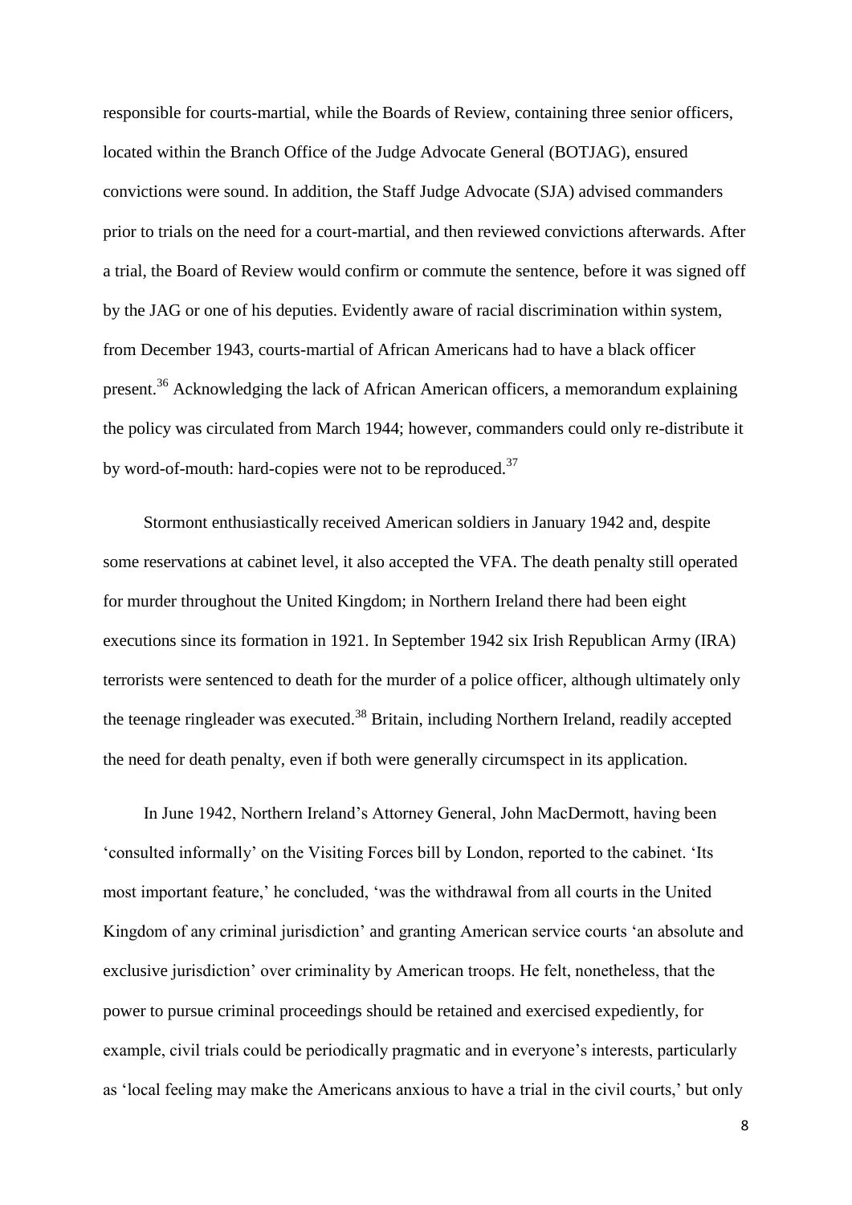responsible for courts-martial, while the Boards of Review, containing three senior officers, located within the Branch Office of the Judge Advocate General (BOTJAG), ensured convictions were sound. In addition, the Staff Judge Advocate (SJA) advised commanders prior to trials on the need for a court-martial, and then reviewed convictions afterwards. After a trial, the Board of Review would confirm or commute the sentence, before it was signed off by the JAG or one of his deputies. Evidently aware of racial discrimination within system, from December 1943, courts-martial of African Americans had to have a black officer present.[36] Acknowledging the lack of African American officers, a memorandum explaining the policy was circulated from March 1944; however, commanders could only re-distribute it by word-of-mouth: hard-copies were not to be reproduced.[37]

Stormont enthusiastically received American soldiers in January 1942 and, despite some reservations at cabinet level, it also accepted the VFA. The death penalty still operated for murder throughout the United Kingdom; in Northern Ireland there had been eight executions since its formation in 1921. In September 1942 six Irish Republican Army (IRA) terrorists were sentenced to death for the murder of a police officer, although ultimately only the teenage ringleader was executed.[38] Britain, including Northern Ireland, readily accepted the need for death penalty, even if both were generally circumspect in its application.

In June 1942, Northern Ireland's Attorney General, John MacDermott, having been 'consulted informally' on the Visiting Forces bill by London, reported to the cabinet. 'Its most important feature,' he concluded, 'was the withdrawal from all courts in the United Kingdom of any criminal jurisdiction' and granting American service courts 'an absolute and exclusive jurisdiction' over criminality by American troops. He felt, nonetheless, that the power to pursue criminal proceedings should be retained and exercised expediently, for example, civil trials could be periodically pragmatic and in everyone's interests, particularly as 'local feeling may make the Americans anxious to have a trial in the civil courts,' but only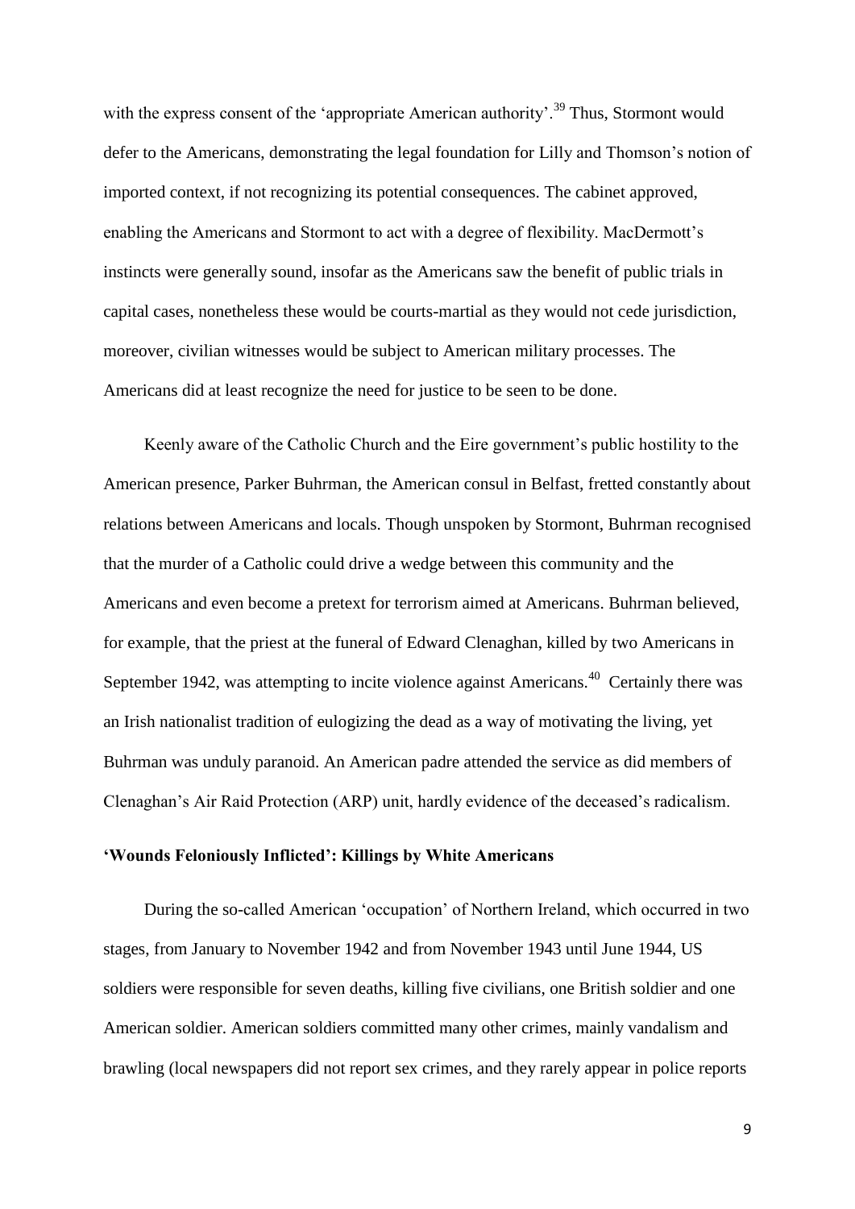with the express consent of the 'appropriate American authority'.[39] Thus, Stormont would defer to the Americans, demonstrating the legal foundation for Lilly and Thomson's notion of imported context, if not recognizing its potential consequences. The cabinet approved, enabling the Americans and Stormont to act with a degree of flexibility. MacDermott's instincts were generally sound, insofar as the Americans saw the benefit of public trials in capital cases, nonetheless these would be courts-martial as they would not cede jurisdiction, moreover, civilian witnesses would be subject to American military processes. The Americans did at least recognize the need for justice to be seen to be done.

Keenly aware of the Catholic Church and the Eire government's public hostility to the American presence, Parker Buhrman, the American consul in Belfast, fretted constantly about relations between Americans and locals. Though unspoken by Stormont, Buhrman recognised that the murder of a Catholic could drive a wedge between this community and the Americans and even become a pretext for terrorism aimed at Americans. Buhrman believed, for example, that the priest at the funeral of Edward Clenaghan, killed by two Americans in September 1942, was attempting to incite violence against Americans.[40] Certainly there was an Irish nationalist tradition of eulogizing the dead as a way of motivating the living, yet Buhrman was unduly paranoid. An American padre attended the service as did members of Clenaghan's Air Raid Protection (ARP) unit, hardly evidence of the deceased's radicalism.

## 'Wounds Feloniously Inflicted': Killings by White Americans

During the so-called American 'occupation' of Northern Ireland, which occurred in two stages, from January to November 1942 and from November 1943 until June 1944, US soldiers were responsible for seven deaths, killing five civilians, one British soldier and one American soldier. American soldiers committed many other crimes, mainly vandalism and brawling (local newspapers did not report sex crimes, and they rarely appear in police reports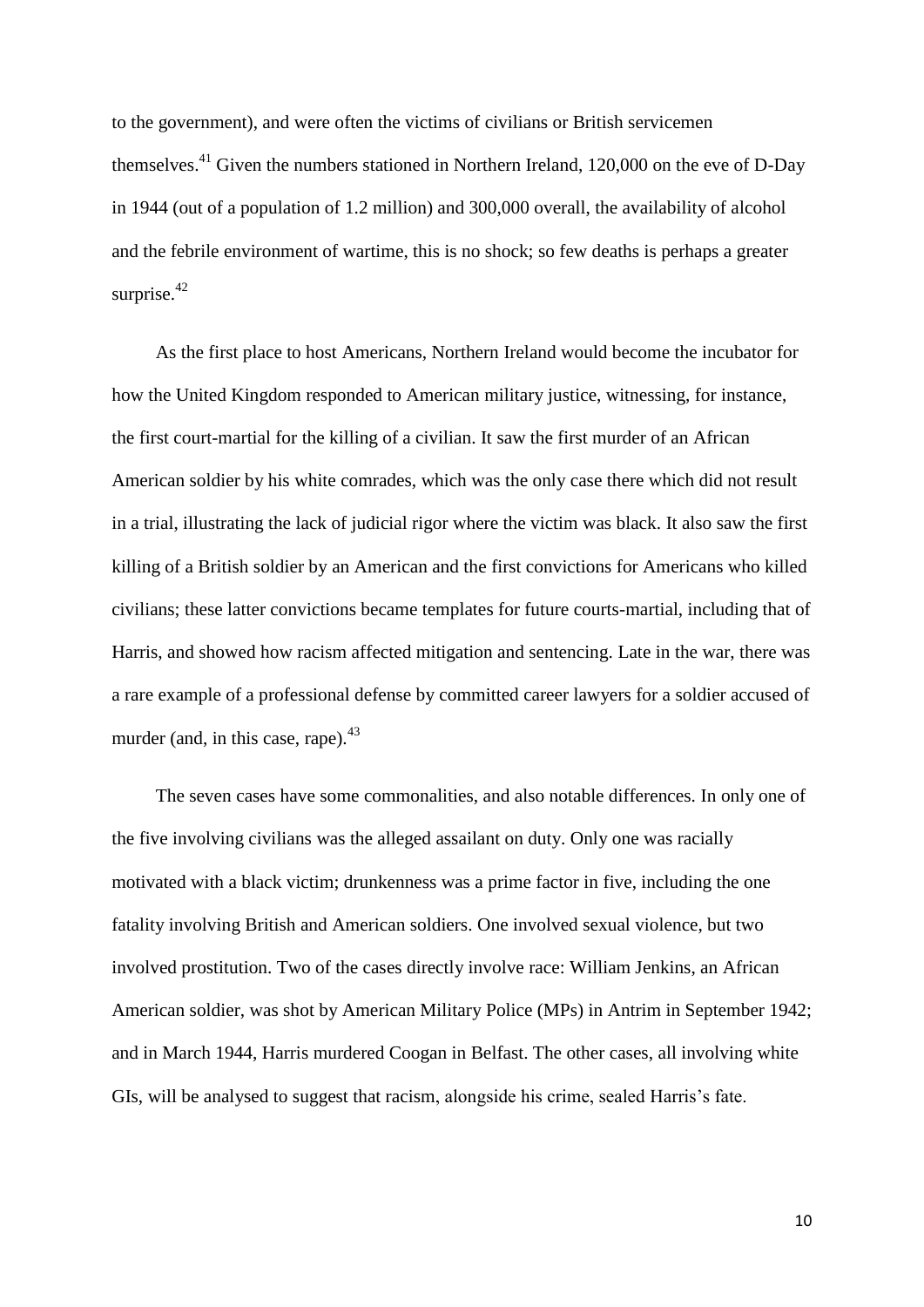to the government), and were often the victims of civilians or British servicemen themselves.[41] Given the numbers stationed in Northern Ireland, 120,000 on the eve of D-Day in 1944 (out of a population of 1.2 million) and 300,000 overall, the availability of alcohol and the febrile environment of wartime, this is no shock; so few deaths is perhaps a greater surprise.[42]

As the first place to host Americans, Northern Ireland would become the incubator for how the United Kingdom responded to American military justice, witnessing, for instance, the first court-martial for the killing of a civilian. It saw the first murder of an African American soldier by his white comrades, which was the only case there which did not result in a trial, illustrating the lack of judicial rigor where the victim was black. It also saw the first killing of a British soldier by an American and the first convictions for Americans who killed civilians; these latter convictions became templates for future courts-martial, including that of Harris, and showed how racism affected mitigation and sentencing. Late in the war, there was a rare example of a professional defense by committed career lawyers for a soldier accused of murder (and, in this case, rape).[43]

The seven cases have some commonalities, and also notable differences. In only one of the five involving civilians was the alleged assailant on duty. Only one was racially motivated with a black victim; drunkenness was a prime factor in five, including the one fatality involving British and American soldiers. One involved sexual violence, but two involved prostitution. Two of the cases directly involve race: William Jenkins, an African American soldier, was shot by American Military Police (MPs) in Antrim in September 1942; and in March 1944, Harris murdered Coogan in Belfast. The other cases, all involving white GIs, will be analysed to suggest that racism, alongside his crime, sealed Harris's fate.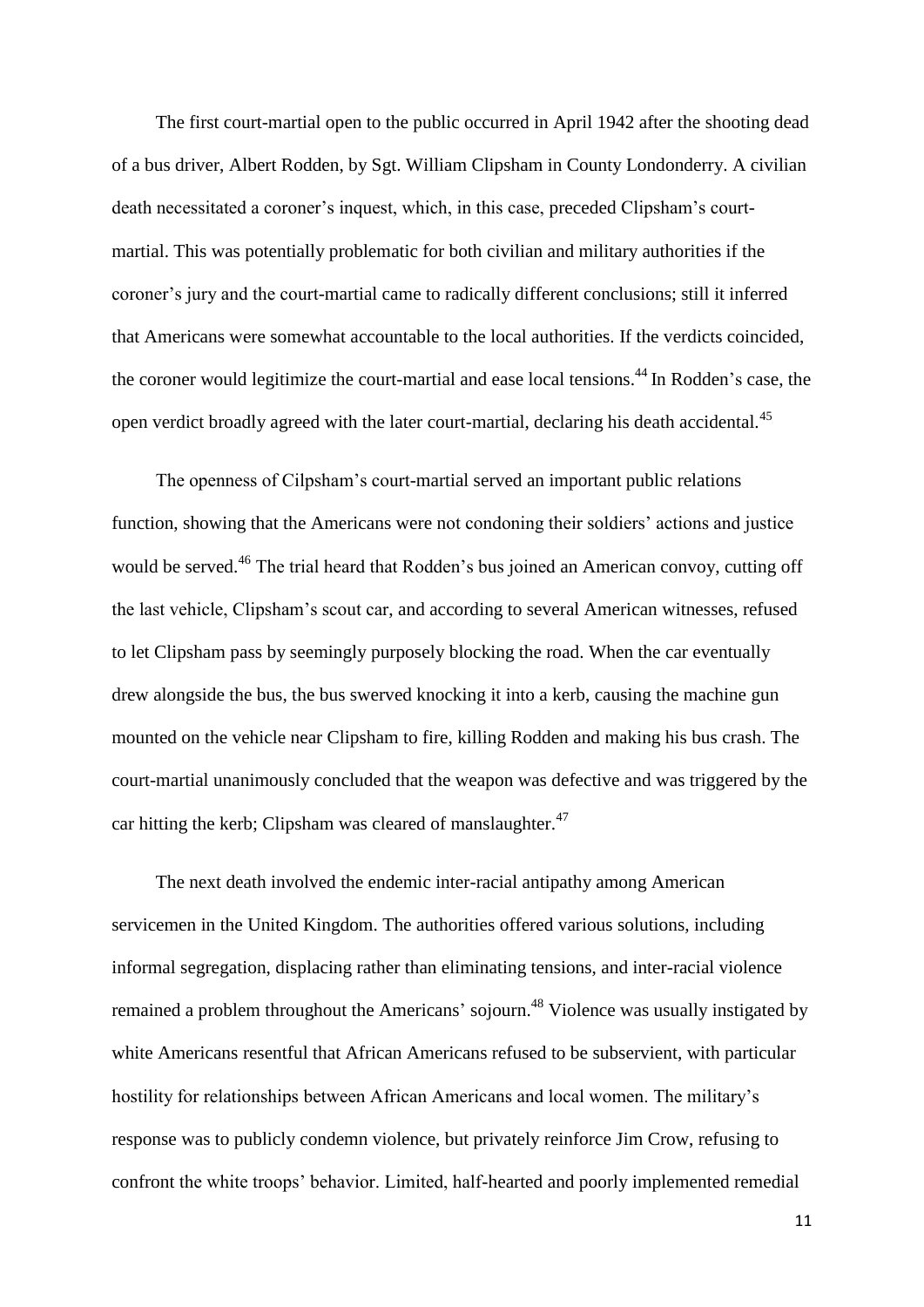The first court-martial open to the public occurred in April 1942 after the shooting dead of a bus driver, Albert Rodden, by Sgt. William Clipsham in County Londonderry. A civilian death necessitated a coroner's inquest, which, in this case, preceded Clipsham's court-martial. This was potentially problematic for both civilian and military authorities if the coroner's jury and the court-martial came to radically different conclusions; still it inferred that Americans were somewhat accountable to the local authorities. If the verdicts coincided, the coroner would legitimize the court-martial and ease local tensions.[44] In Rodden's case, the open verdict broadly agreed with the later court-martial, declaring his death accidental.[45]

The openness of Cilpsham's court-martial served an important public relations function, showing that the Americans were not condoning their soldiers' actions and justice would be served.[46] The trial heard that Rodden's bus joined an American convoy, cutting off the last vehicle, Clipsham's scout car, and according to several American witnesses, refused to let Clipsham pass by seemingly purposely blocking the road. When the car eventually drew alongside the bus, the bus swerved knocking it into a kerb, causing the machine gun mounted on the vehicle near Clipsham to fire, killing Rodden and making his bus crash. The court-martial unanimously concluded that the weapon was defective and was triggered by the car hitting the kerb; Clipsham was cleared of manslaughter.[47]

The next death involved the endemic inter-racial antipathy among American servicemen in the United Kingdom. The authorities offered various solutions, including informal segregation, displacing rather than eliminating tensions, and inter-racial violence remained a problem throughout the Americans' sojourn.[48] Violence was usually instigated by white Americans resentful that African Americans refused to be subservient, with particular hostility for relationships between African Americans and local women. The military's response was to publicly condemn violence, but privately reinforce Jim Crow, refusing to confront the white troops' behavior. Limited, half-hearted and poorly implemented remedial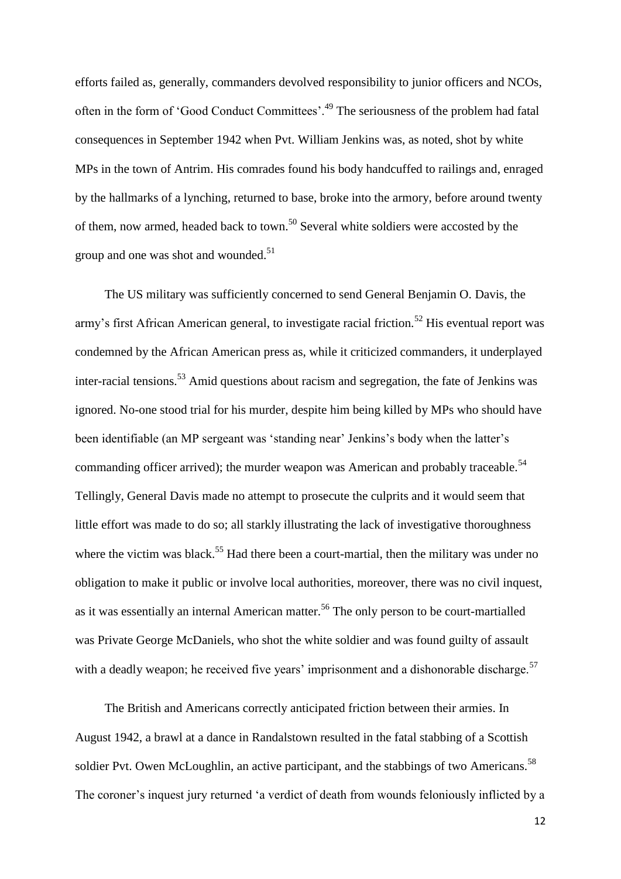efforts failed as, generally, commanders devolved responsibility to junior officers and NCOs, often in the form of 'Good Conduct Committees'.[49] The seriousness of the problem had fatal consequences in September 1942 when Pvt. William Jenkins was, as noted, shot by white MPs in the town of Antrim. His comrades found his body handcuffed to railings and, enraged by the hallmarks of a lynching, returned to base, broke into the armory, before around twenty of them, now armed, headed back to town.[50] Several white soldiers were accosted by the group and one was shot and wounded.[51]

The US military was sufficiently concerned to send General Benjamin O. Davis, the army's first African American general, to investigate racial friction.[52] His eventual report was condemned by the African American press as, while it criticized commanders, it underplayed inter-racial tensions.[53] Amid questions about racism and segregation, the fate of Jenkins was ignored. No-one stood trial for his murder, despite him being killed by MPs who should have been identifiable (an MP sergeant was 'standing near' Jenkins's body when the latter's commanding officer arrived); the murder weapon was American and probably traceable.[54] Tellingly, General Davis made no attempt to prosecute the culprits and it would seem that little effort was made to do so; all starkly illustrating the lack of investigative thoroughness where the victim was black.[55] Had there been a court-martial, then the military was under no obligation to make it public or involve local authorities, moreover, there was no civil inquest, as it was essentially an internal American matter.[56] The only person to be court-martialled was Private George McDaniels, who shot the white soldier and was found guilty of assault with a deadly weapon; he received five years' imprisonment and a dishonorable discharge.[57]

The British and Americans correctly anticipated friction between their armies. In August 1942, a brawl at a dance in Randalstown resulted in the fatal stabbing of a Scottish soldier Pvt. Owen McLoughlin, an active participant, and the stabbings of two Americans.[58] The coroner's inquest jury returned 'a verdict of death from wounds feloniously inflicted by a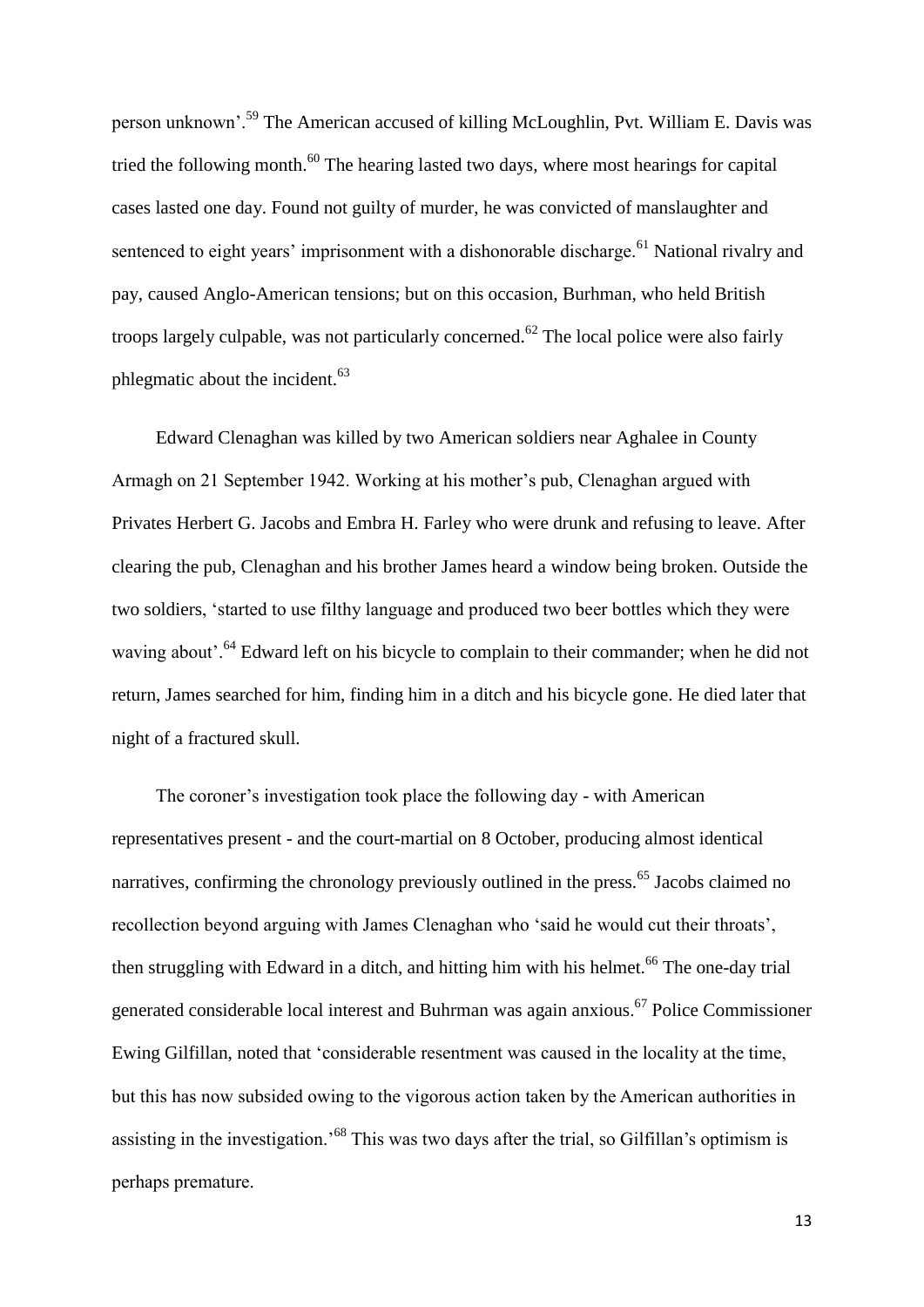person unknown'.[59] The American accused of killing McLoughlin, Pvt. William E. Davis was tried the following month.[60] The hearing lasted two days, where most hearings for capital cases lasted one day. Found not guilty of murder, he was convicted of manslaughter and sentenced to eight years' imprisonment with a dishonorable discharge.[61] National rivalry and pay, caused Anglo-American tensions; but on this occasion, Burhman, who held British troops largely culpable, was not particularly concerned.[62] The local police were also fairly phlegmatic about the incident.[63]

Edward Clenaghan was killed by two American soldiers near Aghalee in County Armagh on 21 September 1942. Working at his mother's pub, Clenaghan argued with Privates Herbert G. Jacobs and Embra H. Farley who were drunk and refusing to leave. After clearing the pub, Clenaghan and his brother James heard a window being broken. Outside the two soldiers, 'started to use filthy language and produced two beer bottles which they were waving about'.[64] Edward left on his bicycle to complain to their commander; when he did not return, James searched for him, finding him in a ditch and his bicycle gone. He died later that night of a fractured skull.

The coroner's investigation took place the following day - with American representatives present - and the court-martial on 8 October, producing almost identical narratives, confirming the chronology previously outlined in the press.[65] Jacobs claimed no recollection beyond arguing with James Clenaghan who 'said he would cut their throats', then struggling with Edward in a ditch, and hitting him with his helmet.[66] The one-day trial generated considerable local interest and Buhrman was again anxious.[67] Police Commissioner Ewing Gilfillan, noted that 'considerable resentment was caused in the locality at the time, but this has now subsided owing to the vigorous action taken by the American authorities in assisting in the investigation.'[68] This was two days after the trial, so Gilfillan's optimism is perhaps premature.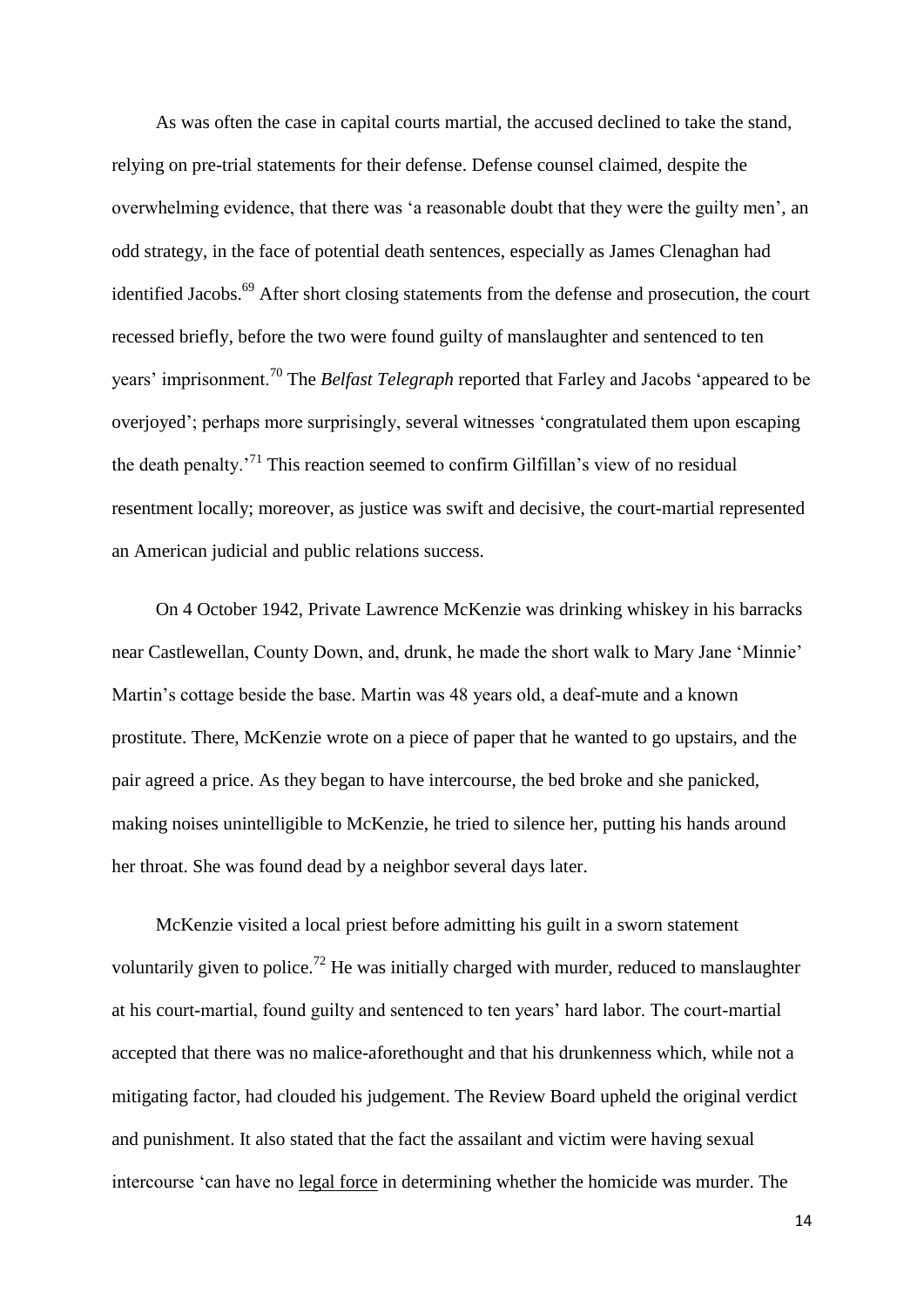As was often the case in capital courts martial, the accused declined to take the stand, relying on pre-trial statements for their defense. Defense counsel claimed, despite the overwhelming evidence, that there was 'a reasonable doubt that they were the guilty men', an odd strategy, in the face of potential death sentences, especially as James Clenaghan had identified Jacobs.[69] After short closing statements from the defense and prosecution, the court recessed briefly, before the two were found guilty of manslaughter and sentenced to ten years' imprisonment.[70] The *Belfast Telegraph* reported that Farley and Jacobs 'appeared to be overjoyed'; perhaps more surprisingly, several witnesses 'congratulated them upon escaping the death penalty.'[71] This reaction seemed to confirm Gilfillan's view of no residual resentment locally; moreover, as justice was swift and decisive, the court-martial represented an American judicial and public relations success.

On 4 October 1942, Private Lawrence McKenzie was drinking whiskey in his barracks near Castlewellan, County Down, and, drunk, he made the short walk to Mary Jane 'Minnie' Martin's cottage beside the base. Martin was 48 years old, a deaf-mute and a known prostitute. There, McKenzie wrote on a piece of paper that he wanted to go upstairs, and the pair agreed a price. As they began to have intercourse, the bed broke and she panicked, making noises unintelligible to McKenzie, he tried to silence her, putting his hands around her throat. She was found dead by a neighbor several days later.

McKenzie visited a local priest before admitting his guilt in a sworn statement voluntarily given to police.[72] He was initially charged with murder, reduced to manslaughter at his court-martial, found guilty and sentenced to ten years' hard labor. The court-martial accepted that there was no malice-aforethought and that his drunkenness which, while not a mitigating factor, had clouded his judgement. The Review Board upheld the original verdict and punishment. It also stated that the fact the assailant and victim were having sexual intercourse 'can have no <u>legal force</u> in determining whether the homicide was murder. The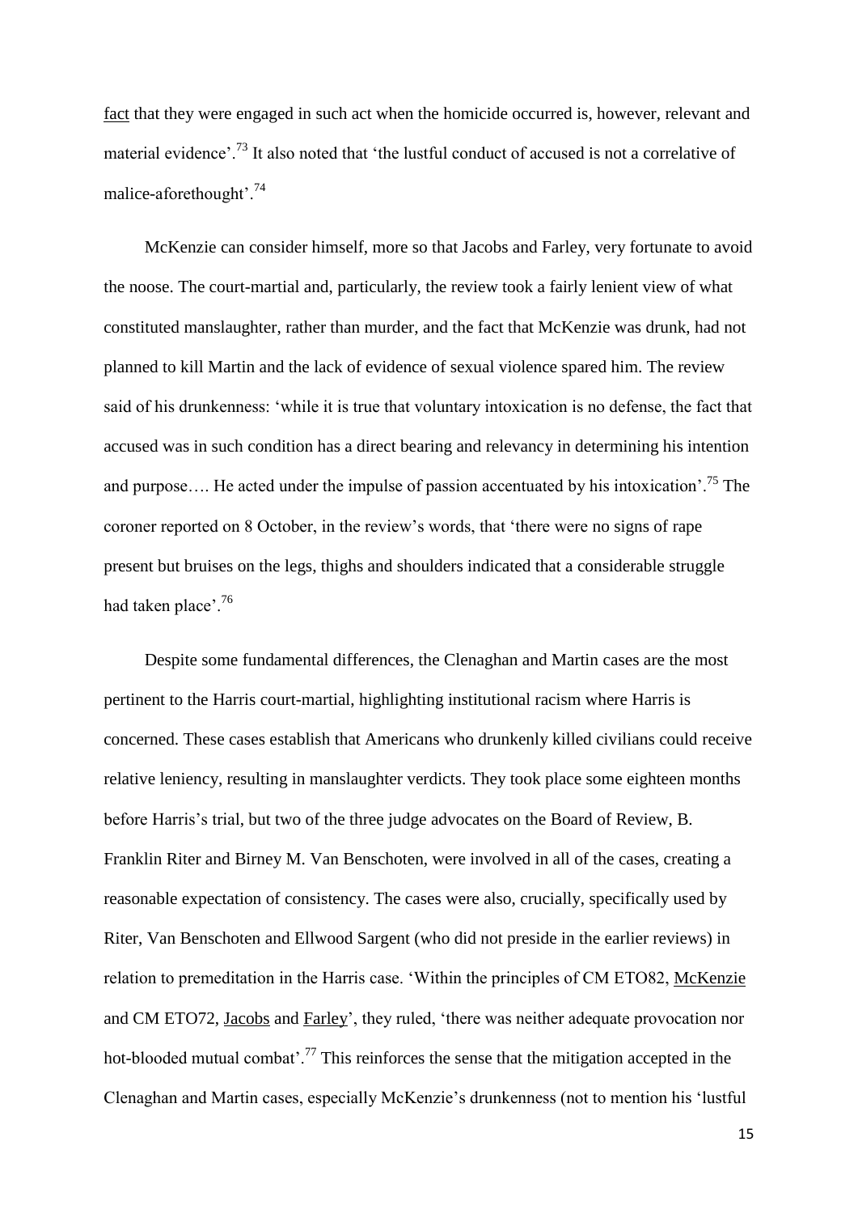fact that they were engaged in such act when the homicide occurred is, however, relevant and material evidence'.[73] It also noted that 'the lustful conduct of accused is not a correlative of malice-aforethought'.[74]

McKenzie can consider himself, more so that Jacobs and Farley, very fortunate to avoid the noose. The court-martial and, particularly, the review took a fairly lenient view of what constituted manslaughter, rather than murder, and the fact that McKenzie was drunk, had not planned to kill Martin and the lack of evidence of sexual violence spared him. The review said of his drunkenness: 'while it is true that voluntary intoxication is no defense, the fact that accused was in such condition has a direct bearing and relevancy in determining his intention and purpose…. He acted under the impulse of passion accentuated by his intoxication'.[75] The coroner reported on 8 October, in the review's words, that 'there were no signs of rape present but bruises on the legs, thighs and shoulders indicated that a considerable struggle had taken place'.[76]

Despite some fundamental differences, the Clenaghan and Martin cases are the most pertinent to the Harris court-martial, highlighting institutional racism where Harris is concerned. These cases establish that Americans who drunkenly killed civilians could receive relative leniency, resulting in manslaughter verdicts. They took place some eighteen months before Harris's trial, but two of the three judge advocates on the Board of Review, B. Franklin Riter and Birney M. Van Benschoten, were involved in all of the cases, creating a reasonable expectation of consistency. The cases were also, crucially, specifically used by Riter, Van Benschoten and Ellwood Sargent (who did not preside in the earlier reviews) in relation to premeditation in the Harris case. 'Within the principles of CM ETO82, McKenzie and CM ETO72, Jacobs and Farley', they ruled, 'there was neither adequate provocation nor hot-blooded mutual combat'.[77] This reinforces the sense that the mitigation accepted in the Clenaghan and Martin cases, especially McKenzie's drunkenness (not to mention his 'lustful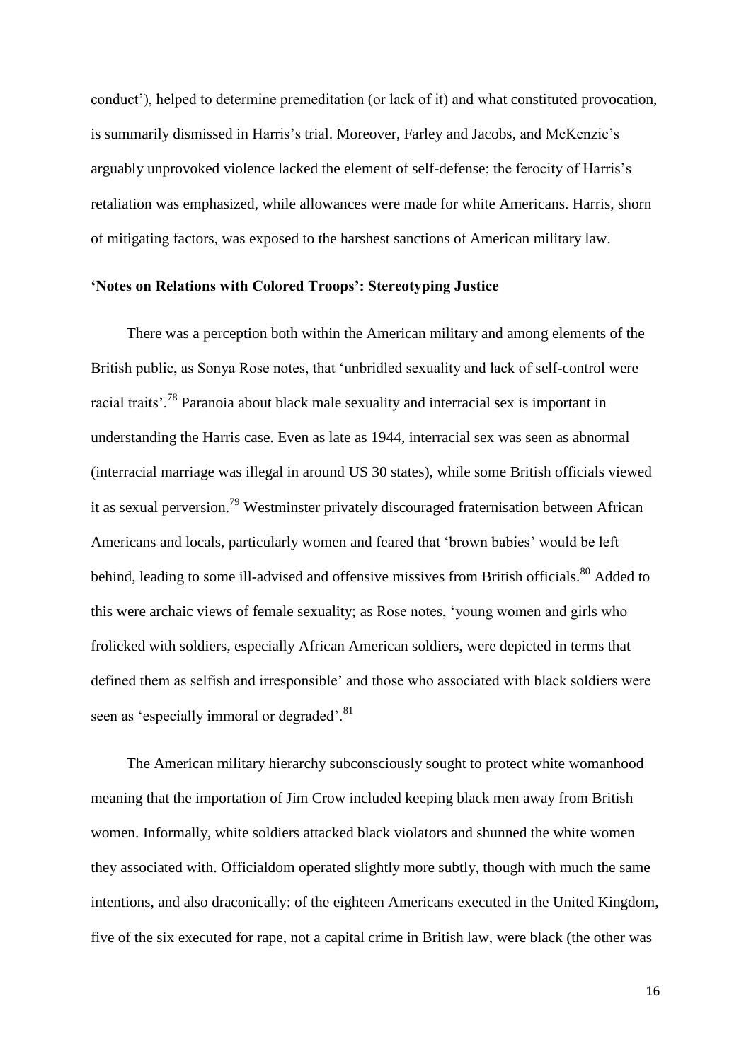conduct'), helped to determine premeditation (or lack of it) and what constituted provocation, is summarily dismissed in Harris's trial. Moreover, Farley and Jacobs, and McKenzie's arguably unprovoked violence lacked the element of self-defense; the ferocity of Harris's retaliation was emphasized, while allowances were made for white Americans. Harris, shorn of mitigating factors, was exposed to the harshest sanctions of American military law.

## 'Notes on Relations with Colored Troops': Stereotyping Justice

There was a perception both within the American military and among elements of the British public, as Sonya Rose notes, that 'unbridled sexuality and lack of self-control were racial traits'.[78] Paranoia about black male sexuality and interracial sex is important in understanding the Harris case. Even as late as 1944, interracial sex was seen as abnormal (interracial marriage was illegal in around US 30 states), while some British officials viewed it as sexual perversion.[79] Westminster privately discouraged fraternisation between African Americans and locals, particularly women and feared that 'brown babies' would be left behind, leading to some ill-advised and offensive missives from British officials.[80] Added to this were archaic views of female sexuality; as Rose notes, 'young women and girls who frolicked with soldiers, especially African American soldiers, were depicted in terms that defined them as selfish and irresponsible' and those who associated with black soldiers were seen as 'especially immoral or degraded'.[81]

The American military hierarchy subconsciously sought to protect white womanhood meaning that the importation of Jim Crow included keeping black men away from British women. Informally, white soldiers attacked black violators and shunned the white women they associated with. Officialdom operated slightly more subtly, though with much the same intentions, and also draconically: of the eighteen Americans executed in the United Kingdom, five of the six executed for rape, not a capital crime in British law, were black (the other was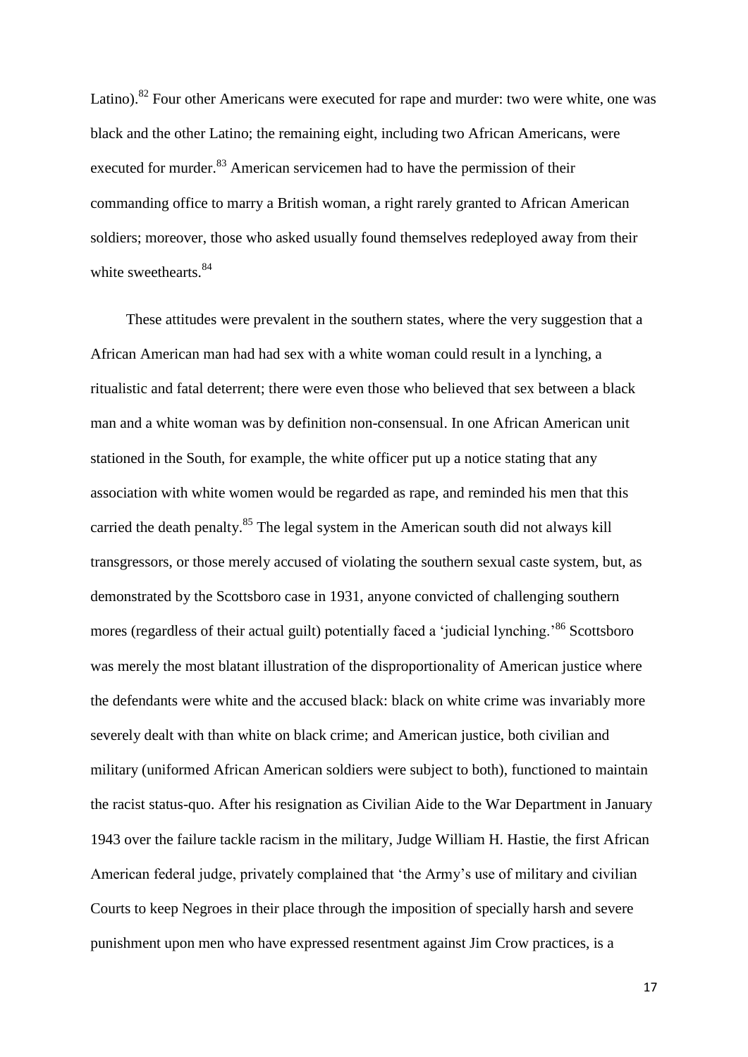Latino).[82] Four other Americans were executed for rape and murder: two were white, one was black and the other Latino; the remaining eight, including two African Americans, were executed for murder.[83] American servicemen had to have the permission of their commanding office to marry a British woman, a right rarely granted to African American soldiers; moreover, those who asked usually found themselves redeployed away from their white sweethearts.[84]

These attitudes were prevalent in the southern states, where the very suggestion that a African American man had had sex with a white woman could result in a lynching, a ritualistic and fatal deterrent; there were even those who believed that sex between a black man and a white woman was by definition non-consensual. In one African American unit stationed in the South, for example, the white officer put up a notice stating that any association with white women would be regarded as rape, and reminded his men that this carried the death penalty.[85] The legal system in the American south did not always kill transgressors, or those merely accused of violating the southern sexual caste system, but, as demonstrated by the Scottsboro case in 1931, anyone convicted of challenging southern mores (regardless of their actual guilt) potentially faced a 'judicial lynching.'[86] Scottsboro was merely the most blatant illustration of the disproportionality of American justice where the defendants were white and the accused black: black on white crime was invariably more severely dealt with than white on black crime; and American justice, both civilian and military (uniformed African American soldiers were subject to both), functioned to maintain the racist status-quo. After his resignation as Civilian Aide to the War Department in January 1943 over the failure tackle racism in the military, Judge William H. Hastie, the first African American federal judge, privately complained that 'the Army's use of military and civilian Courts to keep Negroes in their place through the imposition of specially harsh and severe punishment upon men who have expressed resentment against Jim Crow practices, is a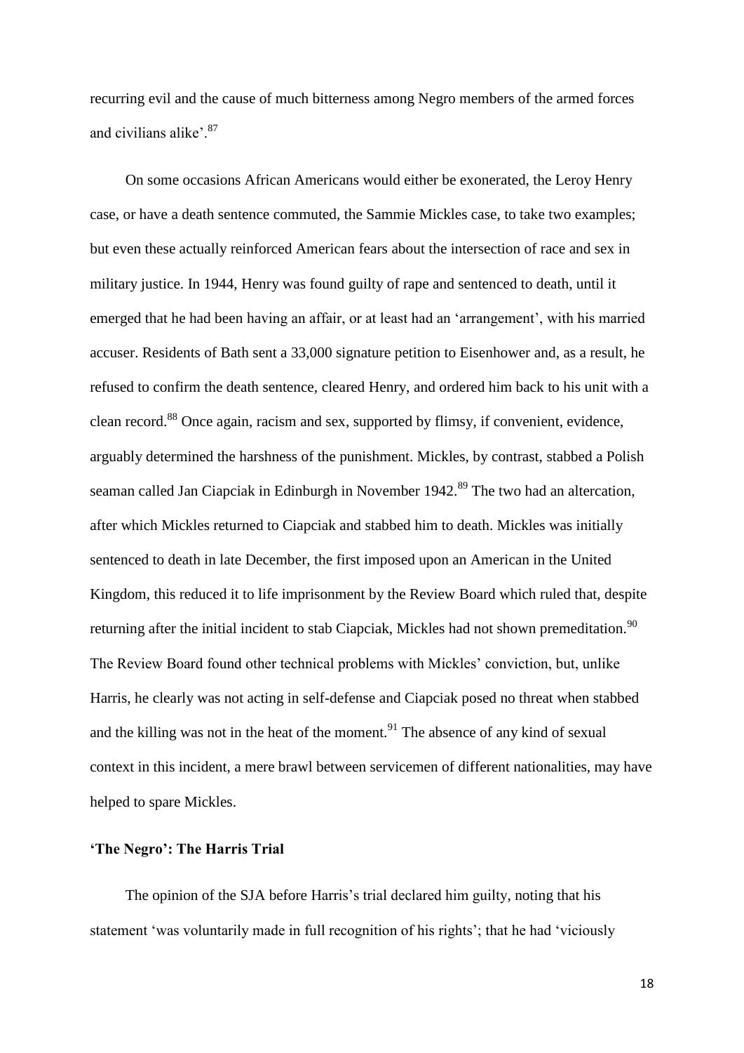recurring evil and the cause of much bitterness among Negro members of the armed forces and civilians alike'.[87]

On some occasions African Americans would either be exonerated, the Leroy Henry case, or have a death sentence commuted, the Sammie Mickles case, to take two examples; but even these actually reinforced American fears about the intersection of race and sex in military justice. In 1944, Henry was found guilty of rape and sentenced to death, until it emerged that he had been having an affair, or at least had an 'arrangement', with his married accuser. Residents of Bath sent a 33,000 signature petition to Eisenhower and, as a result, he refused to confirm the death sentence, cleared Henry, and ordered him back to his unit with a clean record.[88] Once again, racism and sex, supported by flimsy, if convenient, evidence, arguably determined the harshness of the punishment. Mickles, by contrast, stabbed a Polish seaman called Jan Ciapciak in Edinburgh in November 1942.[89] The two had an altercation, after which Mickles returned to Ciapciak and stabbed him to death. Mickles was initially sentenced to death in late December, the first imposed upon an American in the United Kingdom, this reduced it to life imprisonment by the Review Board which ruled that, despite returning after the initial incident to stab Ciapciak, Mickles had not shown premeditation.[90] The Review Board found other technical problems with Mickles' conviction, but, unlike Harris, he clearly was not acting in self-defense and Ciapciak posed no threat when stabbed and the killing was not in the heat of the moment.[91] The absence of any kind of sexual context in this incident, a mere brawl between servicemen of different nationalities, may have helped to spare Mickles.

## 'The Negro': The Harris Trial

The opinion of the SJA before Harris's trial declared him guilty, noting that his statement 'was voluntarily made in full recognition of his rights'; that he had 'viciously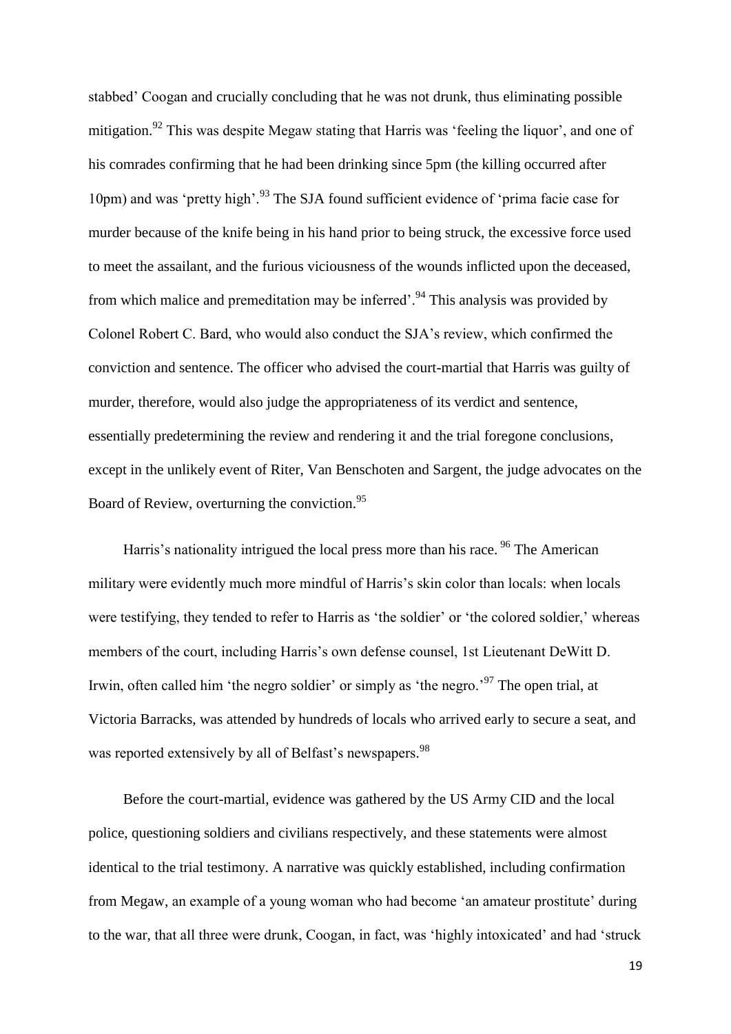stabbed' Coogan and crucially concluding that he was not drunk, thus eliminating possible mitigation.[92] This was despite Megaw stating that Harris was 'feeling the liquor', and one of his comrades confirming that he had been drinking since 5pm (the killing occurred after 10pm) and was 'pretty high'.[93] The SJA found sufficient evidence of 'prima facie case for murder because of the knife being in his hand prior to being struck, the excessive force used to meet the assailant, and the furious viciousness of the wounds inflicted upon the deceased, from which malice and premeditation may be inferred'.[94] This analysis was provided by Colonel Robert C. Bard, who would also conduct the SJA's review, which confirmed the conviction and sentence. The officer who advised the court-martial that Harris was guilty of murder, therefore, would also judge the appropriateness of its verdict and sentence, essentially predetermining the review and rendering it and the trial foregone conclusions, except in the unlikely event of Riter, Van Benschoten and Sargent, the judge advocates on the Board of Review, overturning the conviction.[95]

Harris's nationality intrigued the local press more than his race.[96] The American military were evidently much more mindful of Harris's skin color than locals: when locals were testifying, they tended to refer to Harris as 'the soldier' or 'the colored soldier,' whereas members of the court, including Harris's own defense counsel, 1st Lieutenant DeWitt D. Irwin, often called him 'the negro soldier' or simply as 'the negro.'[97] The open trial, at Victoria Barracks, was attended by hundreds of locals who arrived early to secure a seat, and was reported extensively by all of Belfast's newspapers.[98]

Before the court-martial, evidence was gathered by the US Army CID and the local police, questioning soldiers and civilians respectively, and these statements were almost identical to the trial testimony. A narrative was quickly established, including confirmation from Megaw, an example of a young woman who had become 'an amateur prostitute' during to the war, that all three were drunk, Coogan, in fact, was 'highly intoxicated' and had 'struck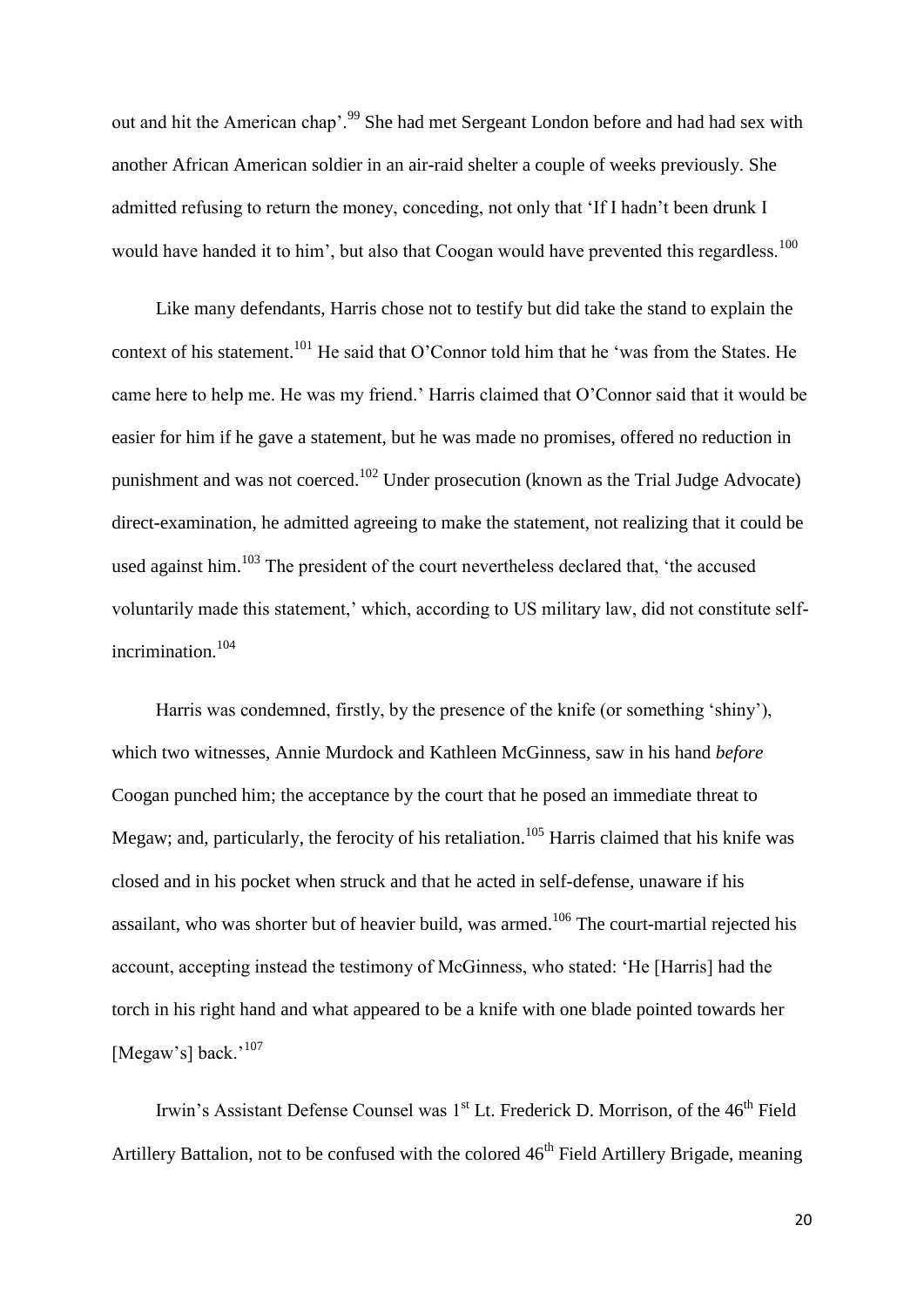out and hit the American chap'.[99] She had met Sergeant London before and had had sex with another African American soldier in an air-raid shelter a couple of weeks previously. She admitted refusing to return the money, conceding, not only that 'If I hadn't been drunk I would have handed it to him', but also that Coogan would have prevented this regardless.[100]

Like many defendants, Harris chose not to testify but did take the stand to explain the context of his statement.[101] He said that O'Connor told him that he 'was from the States. He came here to help me. He was my friend.' Harris claimed that O'Connor said that it would be easier for him if he gave a statement, but he was made no promises, offered no reduction in punishment and was not coerced.[102] Under prosecution (known as the Trial Judge Advocate) direct-examination, he admitted agreeing to make the statement, not realizing that it could be used against him.[103] The president of the court nevertheless declared that, 'the accused voluntarily made this statement,' which, according to US military law, did not constitute self-incrimination.[104]

Harris was condemned, firstly, by the presence of the knife (or something 'shiny'), which two witnesses, Annie Murdock and Kathleen McGinness, saw in his hand *before* Coogan punched him; the acceptance by the court that he posed an immediate threat to Megaw; and, particularly, the ferocity of his retaliation.[105] Harris claimed that his knife was closed and in his pocket when struck and that he acted in self-defense, unaware if his assailant, who was shorter but of heavier build, was armed.[106] The court-martial rejected his account, accepting instead the testimony of McGinness, who stated: 'He [Harris] had the torch in his right hand and what appeared to be a knife with one blade pointed towards her [Megaw's] back.'[107]

Irwin's Assistant Defense Counsel was 1st Lt. Frederick D. Morrison, of the 46th Field Artillery Battalion, not to be confused with the colored 46th Field Artillery Brigade, meaning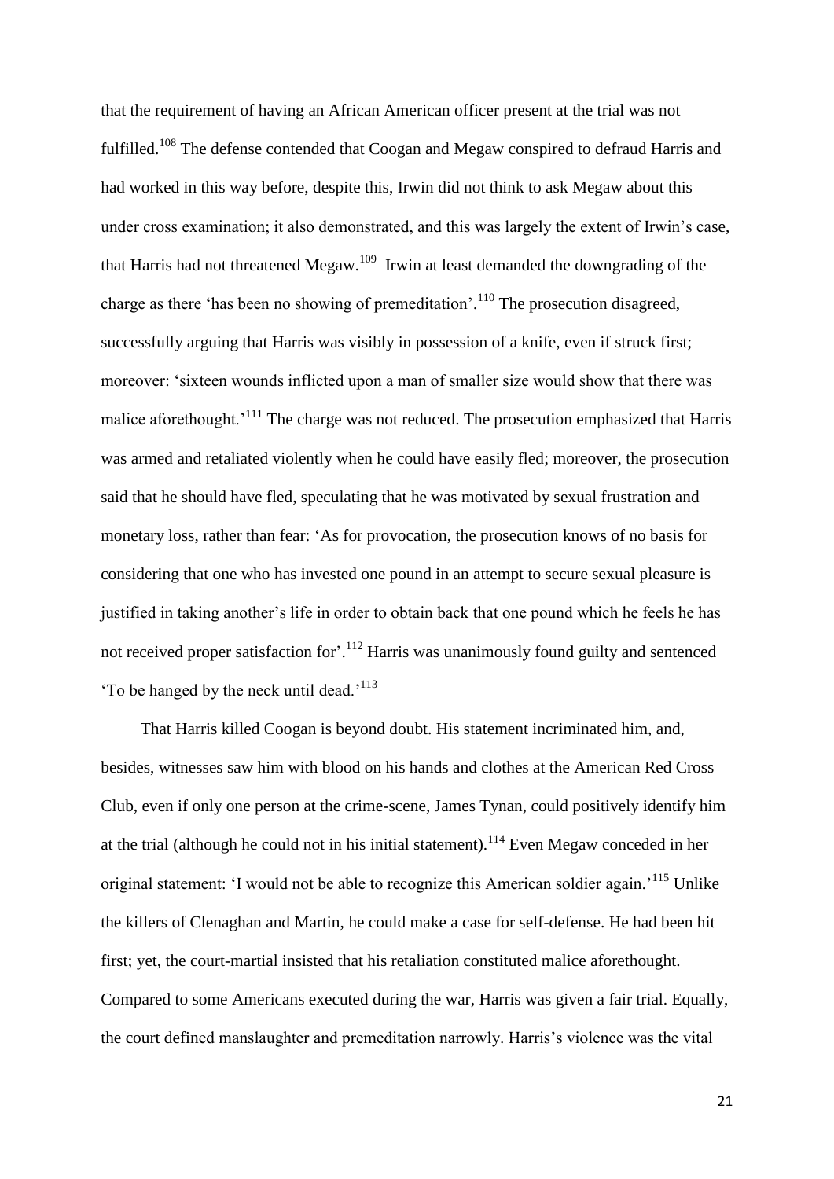that the requirement of having an African American officer present at the trial was not fulfilled.[108] The defense contended that Coogan and Megaw conspired to defraud Harris and had worked in this way before, despite this, Irwin did not think to ask Megaw about this under cross examination; it also demonstrated, and this was largely the extent of Irwin's case, that Harris had not threatened Megaw.[109] Irwin at least demanded the downgrading of the charge as there 'has been no showing of premeditation'.[110] The prosecution disagreed, successfully arguing that Harris was visibly in possession of a knife, even if struck first; moreover: 'sixteen wounds inflicted upon a man of smaller size would show that there was malice aforethought.'[111] The charge was not reduced. The prosecution emphasized that Harris was armed and retaliated violently when he could have easily fled; moreover, the prosecution said that he should have fled, speculating that he was motivated by sexual frustration and monetary loss, rather than fear: 'As for provocation, the prosecution knows of no basis for considering that one who has invested one pound in an attempt to secure sexual pleasure is justified in taking another's life in order to obtain back that one pound which he feels he has not received proper satisfaction for'.[112] Harris was unanimously found guilty and sentenced 'To be hanged by the neck until dead.'[113]

That Harris killed Coogan is beyond doubt. His statement incriminated him, and, besides, witnesses saw him with blood on his hands and clothes at the American Red Cross Club, even if only one person at the crime-scene, James Tynan, could positively identify him at the trial (although he could not in his initial statement).[114] Even Megaw conceded in her original statement: 'I would not be able to recognize this American soldier again.'[115] Unlike the killers of Clenaghan and Martin, he could make a case for self-defense. He had been hit first; yet, the court-martial insisted that his retaliation constituted malice aforethought. Compared to some Americans executed during the war, Harris was given a fair trial. Equally, the court defined manslaughter and premeditation narrowly. Harris's violence was the vital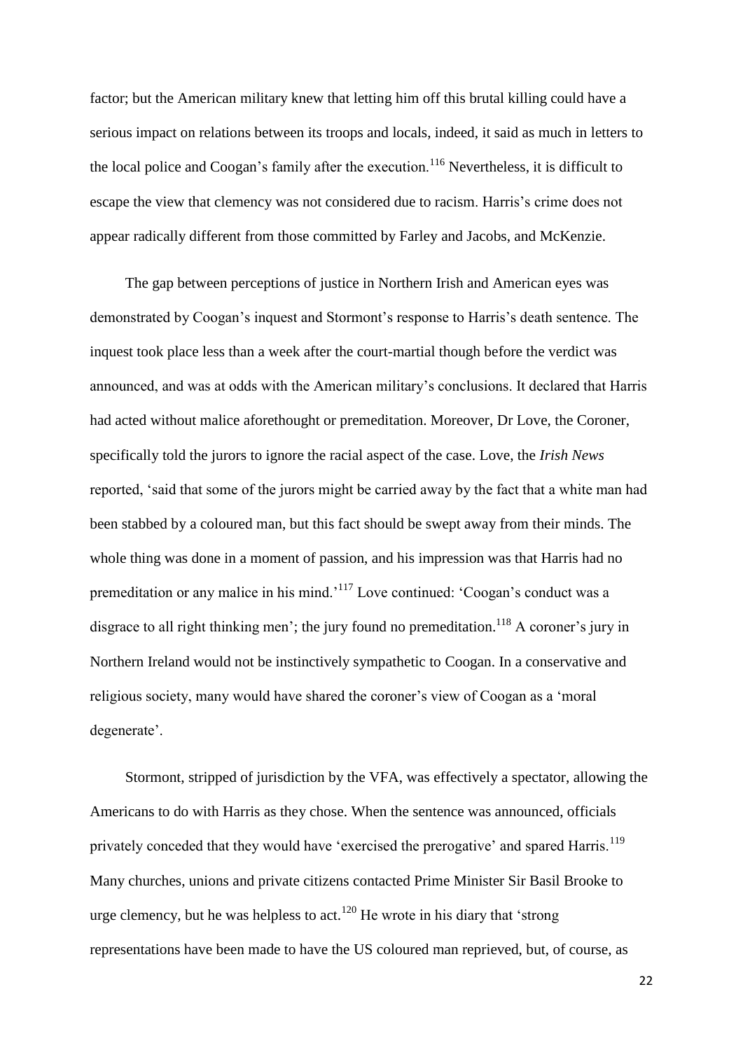factor; but the American military knew that letting him off this brutal killing could have a serious impact on relations between its troops and locals, indeed, it said as much in letters to the local police and Coogan's family after the execution.[116] Nevertheless, it is difficult to escape the view that clemency was not considered due to racism. Harris's crime does not appear radically different from those committed by Farley and Jacobs, and McKenzie.

The gap between perceptions of justice in Northern Irish and American eyes was demonstrated by Coogan's inquest and Stormont's response to Harris's death sentence. The inquest took place less than a week after the court-martial though before the verdict was announced, and was at odds with the American military's conclusions. It declared that Harris had acted without malice aforethought or premeditation. Moreover, Dr Love, the Coroner, specifically told the jurors to ignore the racial aspect of the case. Love, the *Irish News* reported, 'said that some of the jurors might be carried away by the fact that a white man had been stabbed by a coloured man, but this fact should be swept away from their minds. The whole thing was done in a moment of passion, and his impression was that Harris had no premeditation or any malice in his mind.'[117] Love continued: 'Coogan's conduct was a disgrace to all right thinking men'; the jury found no premeditation.[118] A coroner's jury in Northern Ireland would not be instinctively sympathetic to Coogan. In a conservative and religious society, many would have shared the coroner's view of Coogan as a 'moral degenerate'.

Stormont, stripped of jurisdiction by the VFA, was effectively a spectator, allowing the Americans to do with Harris as they chose. When the sentence was announced, officials privately conceded that they would have 'exercised the prerogative' and spared Harris.[119] Many churches, unions and private citizens contacted Prime Minister Sir Basil Brooke to urge clemency, but he was helpless to act.[120] He wrote in his diary that 'strong representations have been made to have the US coloured man reprieved, but, of course, as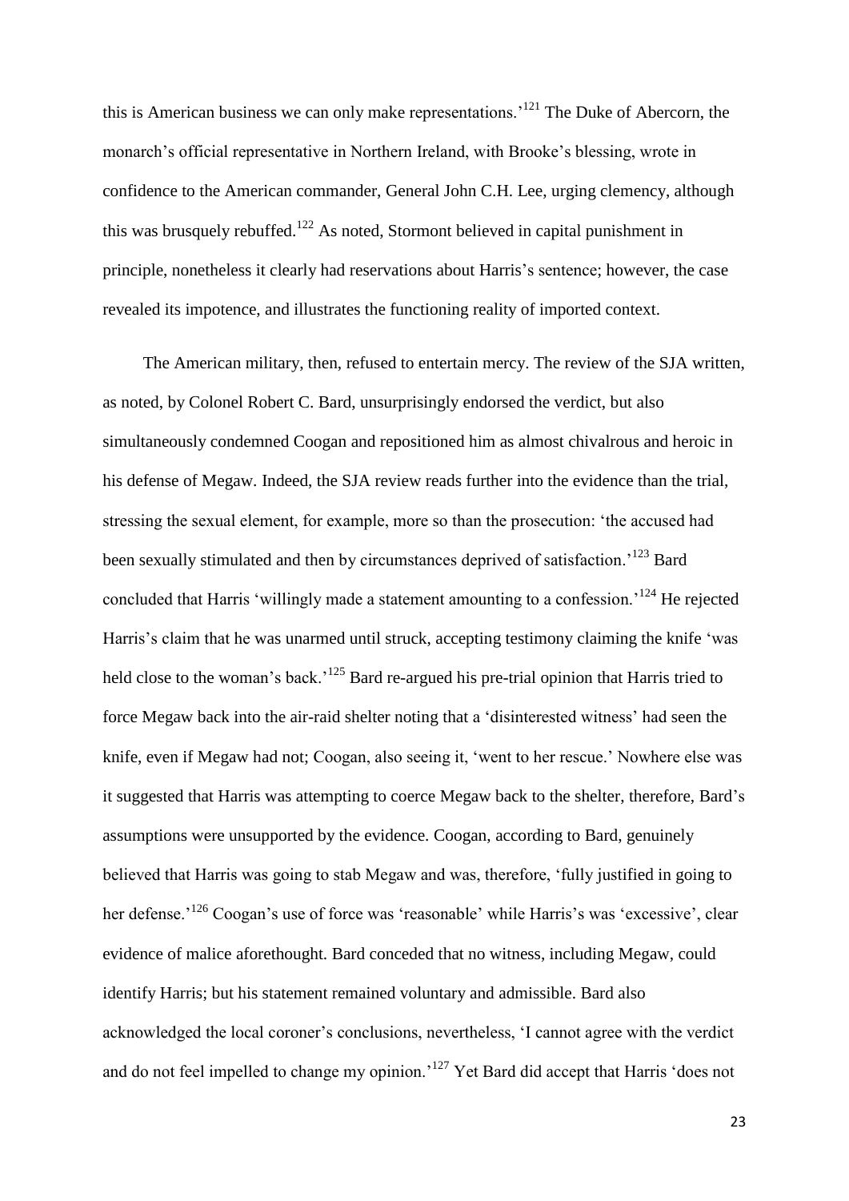this is American business we can only make representations.'[121] The Duke of Abercorn, the monarch's official representative in Northern Ireland, with Brooke's blessing, wrote in confidence to the American commander, General John C.H. Lee, urging clemency, although this was brusquely rebuffed.[122] As noted, Stormont believed in capital punishment in principle, nonetheless it clearly had reservations about Harris's sentence; however, the case revealed its impotence, and illustrates the functioning reality of imported context.

The American military, then, refused to entertain mercy. The review of the SJA written, as noted, by Colonel Robert C. Bard, unsurprisingly endorsed the verdict, but also simultaneously condemned Coogan and repositioned him as almost chivalrous and heroic in his defense of Megaw. Indeed, the SJA review reads further into the evidence than the trial, stressing the sexual element, for example, more so than the prosecution: 'the accused had been sexually stimulated and then by circumstances deprived of satisfaction.'[123] Bard concluded that Harris 'willingly made a statement amounting to a confession.'[124] He rejected Harris's claim that he was unarmed until struck, accepting testimony claiming the knife 'was held close to the woman's back.'[125] Bard re-argued his pre-trial opinion that Harris tried to force Megaw back into the air-raid shelter noting that a 'disinterested witness' had seen the knife, even if Megaw had not; Coogan, also seeing it, 'went to her rescue.' Nowhere else was it suggested that Harris was attempting to coerce Megaw back to the shelter, therefore, Bard's assumptions were unsupported by the evidence. Coogan, according to Bard, genuinely believed that Harris was going to stab Megaw and was, therefore, 'fully justified in going to her defense.'[126] Coogan's use of force was 'reasonable' while Harris's was 'excessive', clear evidence of malice aforethought. Bard conceded that no witness, including Megaw, could identify Harris; but his statement remained voluntary and admissible. Bard also acknowledged the local coroner's conclusions, nevertheless, 'I cannot agree with the verdict and do not feel impelled to change my opinion.'[127] Yet Bard did accept that Harris 'does not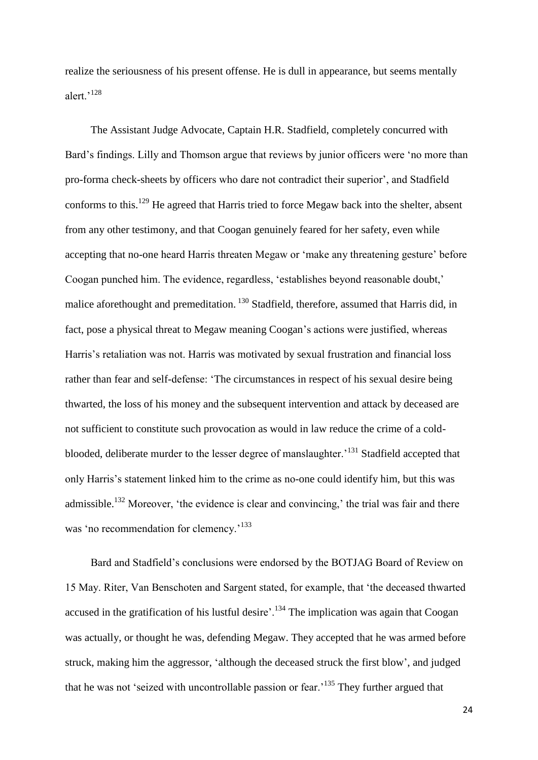realize the seriousness of his present offense. He is dull in appearance, but seems mentally alert.'[128]

The Assistant Judge Advocate, Captain H.R. Stadfield, completely concurred with Bard's findings. Lilly and Thomson argue that reviews by junior officers were 'no more than pro-forma check-sheets by officers who dare not contradict their superior', and Stadfield conforms to this.[129] He agreed that Harris tried to force Megaw back into the shelter, absent from any other testimony, and that Coogan genuinely feared for her safety, even while accepting that no-one heard Harris threaten Megaw or 'make any threatening gesture' before Coogan punched him. The evidence, regardless, 'establishes beyond reasonable doubt,' malice aforethought and premeditation. [130] Stadfield, therefore, assumed that Harris did, in fact, pose a physical threat to Megaw meaning Coogan's actions were justified, whereas Harris's retaliation was not. Harris was motivated by sexual frustration and financial loss rather than fear and self-defense: 'The circumstances in respect of his sexual desire being thwarted, the loss of his money and the subsequent intervention and attack by deceased are not sufficient to constitute such provocation as would in law reduce the crime of a cold-blooded, deliberate murder to the lesser degree of manslaughter.'[131] Stadfield accepted that only Harris's statement linked him to the crime as no-one could identify him, but this was admissible.[132] Moreover, 'the evidence is clear and convincing,' the trial was fair and there was 'no recommendation for clemency.'[133]

Bard and Stadfield's conclusions were endorsed by the BOTJAG Board of Review on 15 May. Riter, Van Benschoten and Sargent stated, for example, that 'the deceased thwarted accused in the gratification of his lustful desire'.[134] The implication was again that Coogan was actually, or thought he was, defending Megaw. They accepted that he was armed before struck, making him the aggressor, 'although the deceased struck the first blow', and judged that he was not 'seized with uncontrollable passion or fear.'[135] They further argued that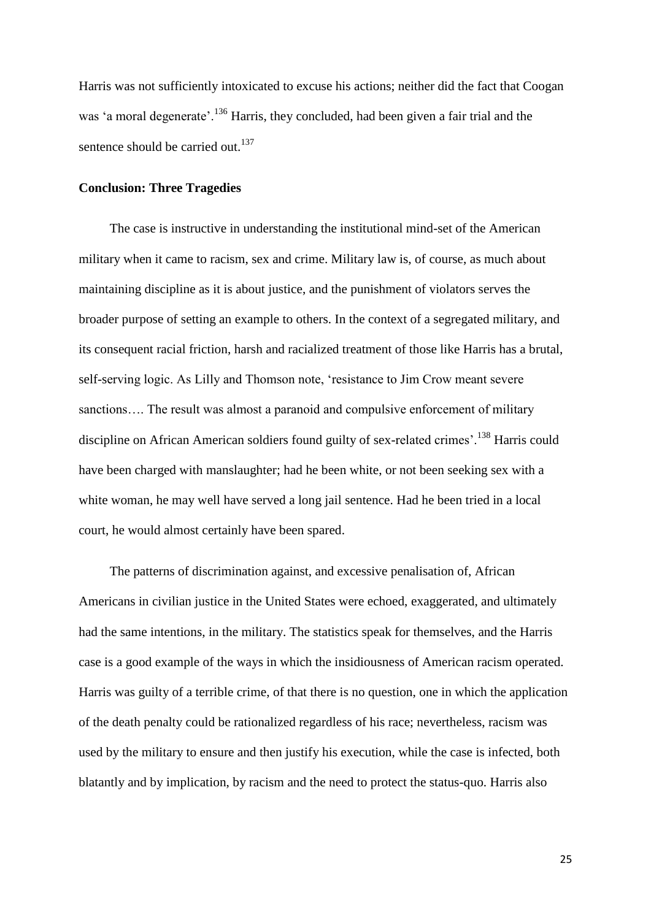Harris was not sufficiently intoxicated to excuse his actions; neither did the fact that Coogan was 'a moral degenerate'.[136] Harris, they concluded, had been given a fair trial and the sentence should be carried out.[137]

## Conclusion: Three Tragedies

The case is instructive in understanding the institutional mind-set of the American military when it came to racism, sex and crime. Military law is, of course, as much about maintaining discipline as it is about justice, and the punishment of violators serves the broader purpose of setting an example to others. In the context of a segregated military, and its consequent racial friction, harsh and racialized treatment of those like Harris has a brutal, self-serving logic. As Lilly and Thomson note, 'resistance to Jim Crow meant severe sanctions…. The result was almost a paranoid and compulsive enforcement of military discipline on African American soldiers found guilty of sex-related crimes'.[138] Harris could have been charged with manslaughter; had he been white, or not been seeking sex with a white woman, he may well have served a long jail sentence. Had he been tried in a local court, he would almost certainly have been spared.

The patterns of discrimination against, and excessive penalisation of, African Americans in civilian justice in the United States were echoed, exaggerated, and ultimately had the same intentions, in the military. The statistics speak for themselves, and the Harris case is a good example of the ways in which the insidiousness of American racism operated. Harris was guilty of a terrible crime, of that there is no question, one in which the application of the death penalty could be rationalized regardless of his race; nevertheless, racism was used by the military to ensure and then justify his execution, while the case is infected, both blatantly and by implication, by racism and the need to protect the status-quo. Harris also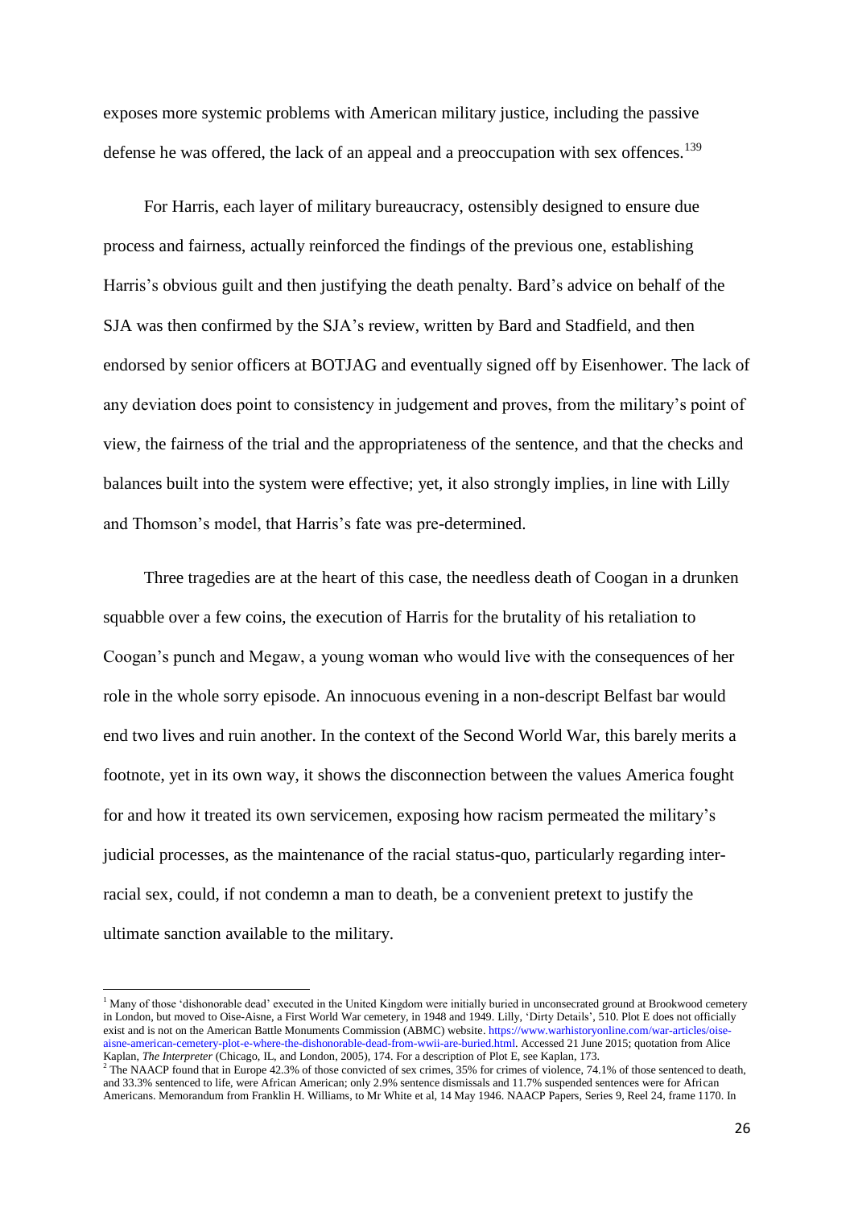exposes more systemic problems with American military justice, including the passive defense he was offered, the lack of an appeal and a preoccupation with sex offences.[139]

For Harris, each layer of military bureaucracy, ostensibly designed to ensure due process and fairness, actually reinforced the findings of the previous one, establishing Harris's obvious guilt and then justifying the death penalty. Bard's advice on behalf of the SJA was then confirmed by the SJA's review, written by Bard and Stadfield, and then endorsed by senior officers at BOTJAG and eventually signed off by Eisenhower. The lack of any deviation does point to consistency in judgement and proves, from the military's point of view, the fairness of the trial and the appropriateness of the sentence, and that the checks and balances built into the system were effective; yet, it also strongly implies, in line with Lilly and Thomson's model, that Harris's fate was pre-determined.

Three tragedies are at the heart of this case, the needless death of Coogan in a drunken squabble over a few coins, the execution of Harris for the brutality of his retaliation to Coogan's punch and Megaw, a young woman who would live with the consequences of her role in the whole sorry episode. An innocuous evening in a non-descript Belfast bar would end two lives and ruin another. In the context of the Second World War, this barely merits a footnote, yet in its own way, it shows the disconnection between the values America fought for and how it treated its own servicemen, exposing how racism permeated the military's judicial processes, as the maintenance of the racial status-quo, particularly regarding inter-racial sex, could, if not condemn a man to death, be a convenient pretext to justify the ultimate sanction available to the military.

---

[1] Many of those 'dishonorable dead' executed in the United Kingdom were initially buried in unconsecrated ground at Brookwood cemetery in London, but moved to Oise-Aisne, a First World War cemetery, in 1948 and 1949. Lilly, 'Dirty Details', 510. Plot E does not officially exist and is not on the American Battle Monuments Commission (ABMC) website. https://www.warhistoryonline.com/war-articles/oise-aisne-american-cemetery-plot-e-where-the-dishonorable-dead-from-wwii-are-buried.html. Accessed 21 June 2015; quotation from Alice Kaplan, *The Interpreter* (Chicago, IL, and London, 2005), 174. For a description of Plot E, see Kaplan, 173.

[2] The NAACP found that in Europe 42.3% of those convicted of sex crimes, 35% for crimes of violence, 74.1% of those sentenced to death, and 33.3% sentenced to life, were African American; only 2.9% sentence dismissals and 11.7% suspended sentences were for African Americans. Memorandum from Franklin H. Williams, to Mr White et al, 14 May 1946. NAACP Papers, Series 9, Reel 24, frame 1170. In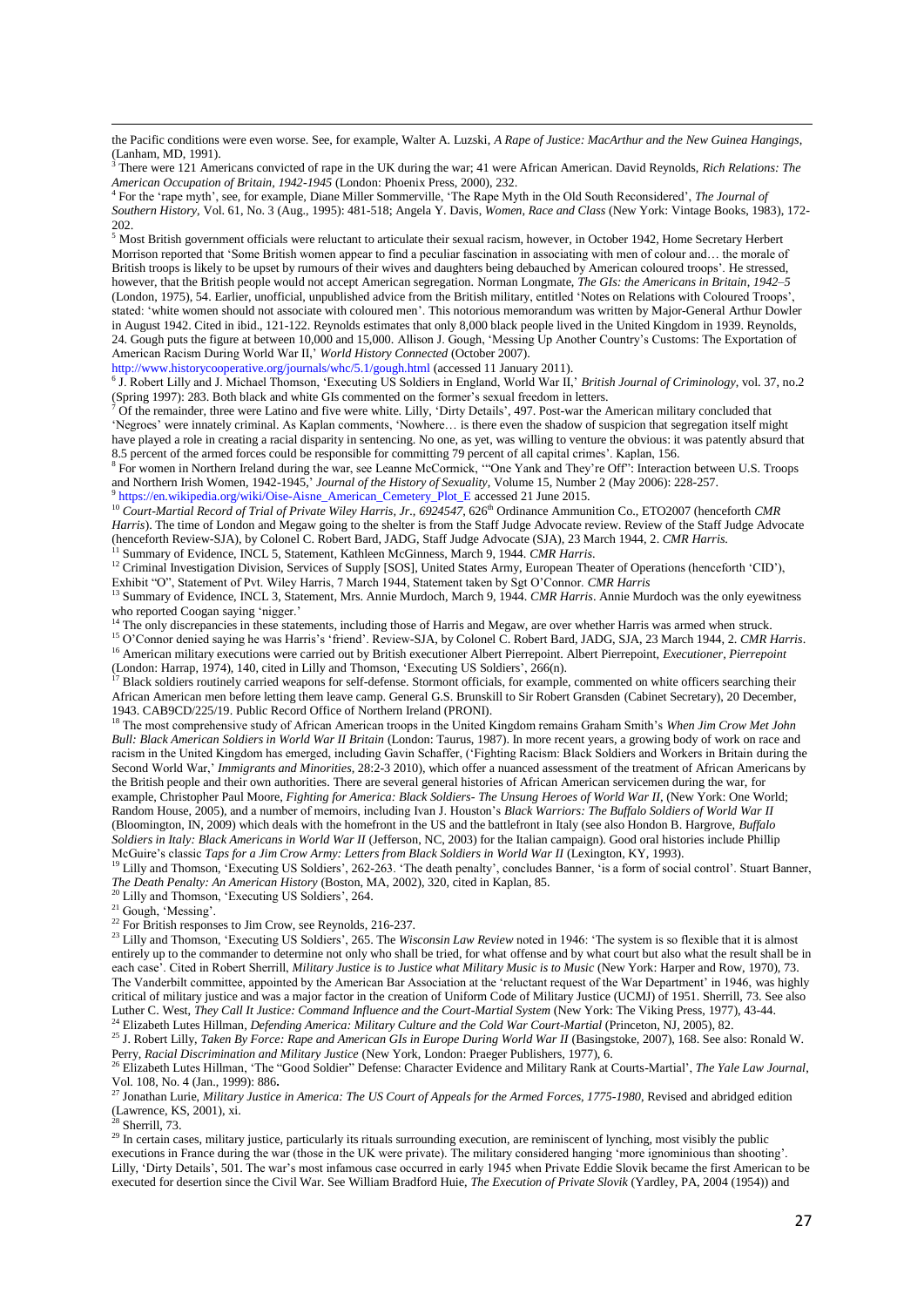the Pacific conditions were even worse. See, for example, Walter A. Luzski, *A Rape of Justice: MacArthur and the New Guinea Hangings*, (Lanham, MD, 1991).

[3] There were 121 Americans convicted of rape in the UK during the war; 41 were African American. David Reynolds, *Rich Relations: The American Occupation of Britain, 1942-1945* (London: Phoenix Press, 2000), 232.

[4] For the 'rape myth', see, for example, Diane Miller Sommerville, 'The Rape Myth in the Old South Reconsidered', *The Journal of Southern History*, Vol. 61, No. 3 (Aug., 1995): 481-518; Angela Y. Davis, *Women, Race and Class* (New York: Vintage Books, 1983), 172-202.

[5] Most British government officials were reluctant to articulate their sexual racism, however, in October 1942, Home Secretary Herbert Morrison reported that 'Some British women appear to find a peculiar fascination in associating with men of colour and… the morale of British troops is likely to be upset by rumours of their wives and daughters being debauched by American coloured troops'. He stressed, however, that the British people would not accept American segregation. Norman Longmate, *The GIs: the Americans in Britain, 1942–5* (London, 1975), 54. Earlier, unofficial, unpublished advice from the British military, entitled 'Notes on Relations with Coloured Troops', stated: 'white women should not associate with coloured men'. This notorious memorandum was written by Major-General Arthur Dowler in August 1942. Cited in ibid., 121-122. Reynolds estimates that only 8,000 black people lived in the United Kingdom in 1939. Reynolds, 24. Gough puts the figure at between 10,000 and 15,000. Allison J. Gough, 'Messing Up Another Country's Customs: The Exportation of American Racism During World War II,' *World History Connected* (October 2007). http://www.historycooperative.org/journals/whc/5.1/gough.html (accessed 11 January 2011).

[6] J. Robert Lilly and J. Michael Thomson, 'Executing US Soldiers in England, World War II,' *British Journal of Criminology*, vol. 37, no.2 (Spring 1997): 283. Both black and white GIs commented on the former's sexual freedom in letters.

[7] Of the remainder, three were Latino and five were white. Lilly, 'Dirty Details', 497. Post-war the American military concluded that 'Negroes' were innately criminal. As Kaplan comments, 'Nowhere… is there even the shadow of suspicion that segregation itself might have played a role in creating a racial disparity in sentencing. No one, as yet, was willing to venture the obvious: it was patently absurd that 8.5 percent of the armed forces could be responsible for committing 79 percent of all capital crimes'. Kaplan, 156.

[8] For women in Northern Ireland during the war, see Leanne McCormick, '"One Yank and They're Off": Interaction between U.S. Troops and Northern Irish Women, 1942-1945,' *Journal of the History of Sexuality*, Volume 15, Number 2 (May 2006): 228-257.

[9] https://en.wikipedia.org/wiki/Oise-Aisne_American_Cemetery_Plot_E accessed 21 June 2015.

[10] *Court-Martial Record of Trial of Private Wiley Harris, Jr., 6924547*, 626th Ordinance Ammunition Co., ETO2007 (henceforth *CMR Harris*). The time of London and Megaw going to the shelter is from the Staff Judge Advocate review. Review of the Staff Judge Advocate (henceforth Review-SJA), by Colonel C. Robert Bard, JADG, Staff Judge Advocate (SJA), 23 March 1944, 2. *CMR Harris.*

[11] Summary of Evidence, INCL 5, Statement, Kathleen McGinness, March 9, 1944. *CMR Harris*.

[12] Criminal Investigation Division, Services of Supply [SOS], United States Army, European Theater of Operations (henceforth 'CID'), Exhibit "O", Statement of Pvt. Wiley Harris, 7 March 1944, Statement taken by Sgt O'Connor. *CMR Harris*

[13] Summary of Evidence, INCL 3, Statement, Mrs. Annie Murdoch, March 9, 1944. *CMR Harris*. Annie Murdoch was the only eyewitness who reported Coogan saying 'nigger.'

[14] The only discrepancies in these statements, including those of Harris and Megaw, are over whether Harris was armed when struck.

[15] O'Connor denied saying he was Harris's 'friend'. Review-SJA, by Colonel C. Robert Bard, JADG, SJA, 23 March 1944, 2. *CMR Harris*.

[16] American military executions were carried out by British executioner Albert Pierrepoint. Albert Pierrepoint, *Executioner, Pierrepoint* (London: Harrap, 1974), 140, cited in Lilly and Thomson, 'Executing US Soldiers', 266(n).

[17] Black soldiers routinely carried weapons for self-defense. Stormont officials, for example, commented on white officers searching their African American men before letting them leave camp. General G.S. Brunskill to Sir Robert Gransden (Cabinet Secretary), 20 December, 1943. CAB9CD/225/19. Public Record Office of Northern Ireland (PRONI).

[18] The most comprehensive study of African American troops in the United Kingdom remains Graham Smith's *When Jim Crow Met John Bull: Black American Soldiers in World War II Britain* (London: Taurus, 1987). In more recent years, a growing body of work on race and racism in the United Kingdom has emerged, including Gavin Schaffer, ('Fighting Racism: Black Soldiers and Workers in Britain during the Second World War,' *Immigrants and Minorities*, 28:2-3 2010), which offer a nuanced assessment of the treatment of African Americans by the British people and their own authorities. There are several general histories of African American servicemen during the war, for example, Christopher Paul Moore, *Fighting for America: Black Soldiers- The Unsung Heroes of World War II*, (New York: One World; Random House, 2005), and a number of memoirs, including Ivan J. Houston's *Black Warriors: The Buffalo Soldiers of World War II* (Bloomington, IN, 2009) which deals with the homefront in the US and the battlefront in Italy (see also Hondon B. Hargrove, *Buffalo Soldiers in Italy: Black Americans in World War II* (Jefferson, NC, 2003) for the Italian campaign). Good oral histories include Phillip McGuire's classic *Taps for a Jim Crow Army: Letters from Black Soldiers in World War II* (Lexington, KY, 1993).

[19] Lilly and Thomson, 'Executing US Soldiers', 262-263. 'The death penalty', concludes Banner, 'is a form of social control'. Stuart Banner, *The Death Penalty: An American History* (Boston, MA, 2002), 320, cited in Kaplan, 85.

[20] Lilly and Thomson, 'Executing US Soldiers', 264.

[21] Gough, 'Messing'.

[22] For British responses to Jim Crow, see Reynolds, 216-237.

[23] Lilly and Thomson, 'Executing US Soldiers', 265. The *Wisconsin Law Review* noted in 1946: 'The system is so flexible that it is almost entirely up to the commander to determine not only who shall be tried, for what offense and by what court but also what the result shall be in each case'. Cited in Robert Sherrill, *Military Justice is to Justice what Military Music is to Music* (New York: Harper and Row, 1970), 73. The Vanderbilt committee, appointed by the American Bar Association at the 'reluctant request of the War Department' in 1946, was highly critical of military justice and was a major factor in the creation of Uniform Code of Military Justice (UCMJ) of 1951. Sherrill, 73. See also Luther C. West, *They Call It Justice: Command Influence and the Court-Martial System* (New York: The Viking Press, 1977), 43-44.

[24] Elizabeth Lutes Hillman, *Defending America: Military Culture and the Cold War Court-Martial* (Princeton, NJ, 2005), 82.

[25] J. Robert Lilly, *Taken By Force: Rape and American GIs in Europe During World War II* (Basingstoke, 2007), 168. See also: Ronald W. Perry, *Racial Discrimination and Military Justice* (New York, London: Praeger Publishers, 1977), 6.

[26] Elizabeth Lutes Hillman, 'The "Good Soldier" Defense: Character Evidence and Military Rank at Courts-Martial', *The Yale Law Journal*, Vol. 108, No. 4 (Jan., 1999): 886**.**

[27] Jonathan Lurie, *Military Justice in America: The US Court of Appeals for the Armed Forces, 1775-1980*, Revised and abridged edition (Lawrence, KS, 2001), xi.

[28] Sherrill, 73.

[29] In certain cases, military justice, particularly its rituals surrounding execution, are reminiscent of lynching, most visibly the public executions in France during the war (those in the UK were private). The military considered hanging 'more ignominious than shooting'. Lilly, 'Dirty Details', 501. The war's most infamous case occurred in early 1945 when Private Eddie Slovik became the first American to be executed for desertion since the Civil War. See William Bradford Huie, *The Execution of Private Slovik* (Yardley, PA, 2004 (1954)) and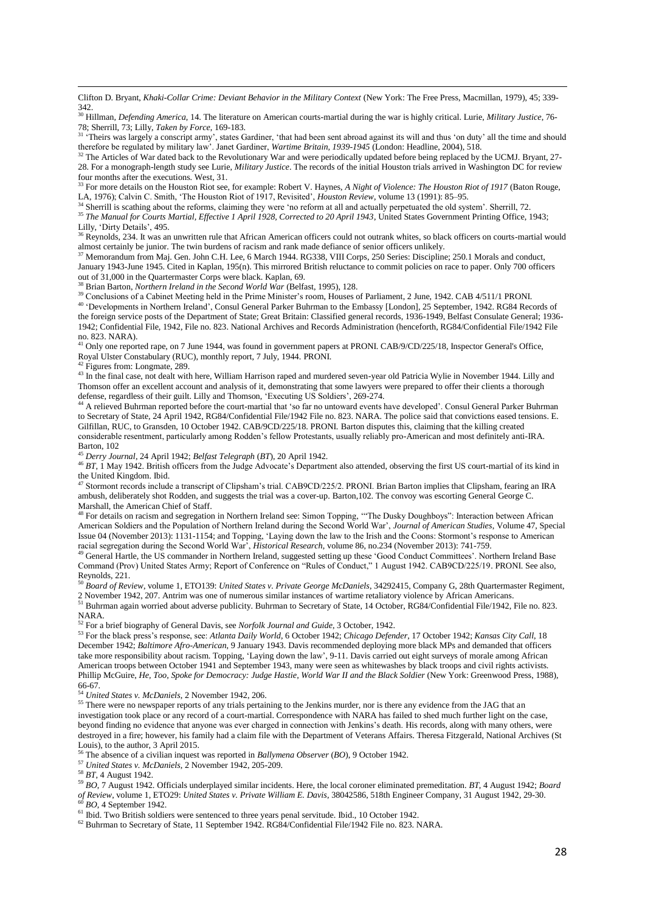Clifton D. Bryant, *Khaki-Collar Crime: Deviant Behavior in the Military Context* (New York: The Free Press, Macmillan, 1979), 45; 339-342.

[30] Hillman, *Defending America*, 14. The literature on American courts-martial during the war is highly critical. Lurie, *Military Justice*, 76-78; Sherrill, 73; Lilly, *Taken by Force*, 169-183.

[31] 'Theirs was largely a conscript army', states Gardiner, 'that had been sent abroad against its will and thus 'on duty' all the time and should therefore be regulated by military law'. Janet Gardiner, *Wartime Britain, 1939-1945* (London: Headline, 2004), 518.

[32] The Articles of War dated back to the Revolutionary War and were periodically updated before being replaced by the UCMJ. Bryant, 27-28. For a monograph-length study see Lurie, *Military Justice*. The records of the initial Houston trials arrived in Washington DC for review four months after the executions. West, 31.

[33] For more details on the Houston Riot see, for example: Robert V. Haynes, *A Night of Violence: The Houston Riot of 1917* (Baton Rouge, LA, 1976); Calvin C. Smith, 'The Houston Riot of 1917, Revisited', *Houston Review*, volume 13 (1991): 85–95.

[34] Sherrill is scathing about the reforms, claiming they were 'no reform at all and actually perpetuated the old system'. Sherrill, 72.

[35] *The Manual for Courts Martial, Effective 1 April 1928, Corrected to 20 April 1943*, United States Government Printing Office, 1943; Lilly, 'Dirty Details', 495.

[36] Reynolds, 234. It was an unwritten rule that African American officers could not outrank whites, so black officers on courts-martial would almost certainly be junior. The twin burdens of racism and rank made defiance of senior officers unlikely.

[37] Memorandum from Maj. Gen. John C.H. Lee, 6 March 1944. RG338, VIII Corps, 250 Series: Discipline; 250.1 Morals and conduct, January 1943-June 1945. Cited in Kaplan, 195(n). This mirrored British reluctance to commit policies on race to paper. Only 700 officers out of 31,000 in the Quartermaster Corps were black. Kaplan, 69.

[38] Brian Barton, *Northern Ireland in the Second World War* (Belfast, 1995), 128.

[39] Conclusions of a Cabinet Meeting held in the Prime Minister's room, Houses of Parliament, 2 June, 1942. CAB 4/511/1 PRONI.

[40] 'Developments in Northern Ireland', Consul General Parker Buhrman to the Embassy [London], 25 September, 1942. RG84 Records of the foreign service posts of the Department of State; Great Britain: Classified general records, 1936-1949, Belfast Consulate General; 1936-1942; Confidential File, 1942, File no. 823. National Archives and Records Administration (henceforth, RG84/Confidential File/1942 File no. 823. NARA).

[41] Only one reported rape, on 7 June 1944, was found in government papers at PRONI. CAB/9/CD/225/18, Inspector General's Office, Royal Ulster Constabulary (RUC), monthly report, 7 July, 1944. PRONI.

[42] Figures from: Longmate, 289.

[43] In the final case, not dealt with here, William Harrison raped and murdered seven-year old Patricia Wylie in November 1944. Lilly and Thomson offer an excellent account and analysis of it, demonstrating that some lawyers were prepared to offer their clients a thorough defense, regardless of their guilt. Lilly and Thomson, 'Executing US Soldiers', 269-274.

[44] A relieved Buhrman reported before the court-martial that 'so far no untoward events have developed'. Consul General Parker Buhrman to Secretary of State, 24 April 1942, RG84/Confidential File/1942 File no. 823. NARA. The police said that convictions eased tensions. E. Gilfillan, RUC, to Gransden, 10 October 1942. CAB/9CD/225/18. PRONI. Barton disputes this, claiming that the killing created considerable resentment, particularly among Rodden's fellow Protestants, usually reliably pro-American and most definitely anti-IRA. Barton, 102

[45] *Derry Journal*, 24 April 1942; *Belfast Telegraph* (*BT*), 20 April 1942.

[46] *BT*, 1 May 1942. British officers from the Judge Advocate's Department also attended, observing the first US court-martial of its kind in the United Kingdom. Ibid.

[47] Stormont records include a transcript of Clipsham's trial. CAB9CD/225/2. PRONI. Brian Barton implies that Clipsham, fearing an IRA ambush, deliberately shot Rodden, and suggests the trial was a cover-up. Barton,102. The convoy was escorting General George C. Marshall, the American Chief of Staff.

[48] For details on racism and segregation in Northern Ireland see: Simon Topping, '"The Dusky Doughboys": Interaction between African American Soldiers and the Population of Northern Ireland during the Second World War', *Journal of American Studies*, Volume 47, Special Issue 04 (November 2013): 1131-1154; and Topping, 'Laying down the law to the Irish and the Coons: Stormont's response to American racial segregation during the Second World War', *Historical Research*, volume 86, no.234 (November 2013): 741-759.

[49] General Hartle, the US commander in Northern Ireland, suggested setting up these 'Good Conduct Committees'. Northern Ireland Base Command (Prov) United States Army; Report of Conference on "Rules of Conduct," 1 August 1942. CAB9CD/225/19. PRONI. See also, Reynolds, 221.

[50] *Board of Review*, volume 1, ETO139: *United States v. Private George McDaniels*, 34292415, Company G, 28th Quartermaster Regiment, 2 November 1942, 207. Antrim was one of numerous similar instances of wartime retaliatory violence by African Americans.

[51] Buhrman again worried about adverse publicity. Buhrman to Secretary of State, 14 October, RG84/Confidential File/1942, File no. 823. NARA.

[52] For a brief biography of General Davis, see *Norfolk Journal and Guide*, 3 October, 1942.

[53] For the black press's response, see: *Atlanta Daily World*, 6 October 1942; *Chicago Defender*, 17 October 1942; *Kansas City Call*, 18 December 1942; *Baltimore Afro-American*, 9 January 1943. Davis recommended deploying more black MPs and demanded that officers take more responsibility about racism. Topping, 'Laying down the law', 9-11. Davis carried out eight surveys of morale among African American troops between October 1941 and September 1943, many were seen as whitewashes by black troops and civil rights activists. Phillip McGuire, *He, Too, Spoke for Democracy: Judge Hastie, World War II and the Black Soldier* (New York: Greenwood Press, 1988), 66-67.

[54] *United States v. McDaniels*, 2 November 1942, 206.

[55] There were no newspaper reports of any trials pertaining to the Jenkins murder, nor is there any evidence from the JAG that an investigation took place or any record of a court-martial. Correspondence with NARA has failed to shed much further light on the case, beyond finding no evidence that anyone was ever charged in connection with Jenkins's death. His records, along with many others, were destroyed in a fire; however, his family had a claim file with the Department of Veterans Affairs. Theresa Fitzgerald, National Archives (St Louis), to the author, 3 April 2015.

[56] The absence of a civilian inquest was reported in *Ballymena Observer* (*BO*), 9 October 1942.

[57] *United States v. McDaniels*, 2 November 1942, 205-209.

[58] *BT*, 4 August 1942.

[59] *BO*, 7 August 1942. Officials underplayed similar incidents. Here, the local coroner eliminated premeditation. *BT*, 4 August 1942; *Board of Review*, volume 1, ETO29: *United States v. Private William E. Davis*, 38042586, 518th Engineer Company, 31 August 1942, 29-30.

[60] *BO*, 4 September 1942.

[61] Ibid. Two British soldiers were sentenced to three years penal servitude. Ibid., 10 October 1942.

[62] Buhrman to Secretary of State, 11 September 1942. RG84/Confidential File/1942 File no. 823. NARA.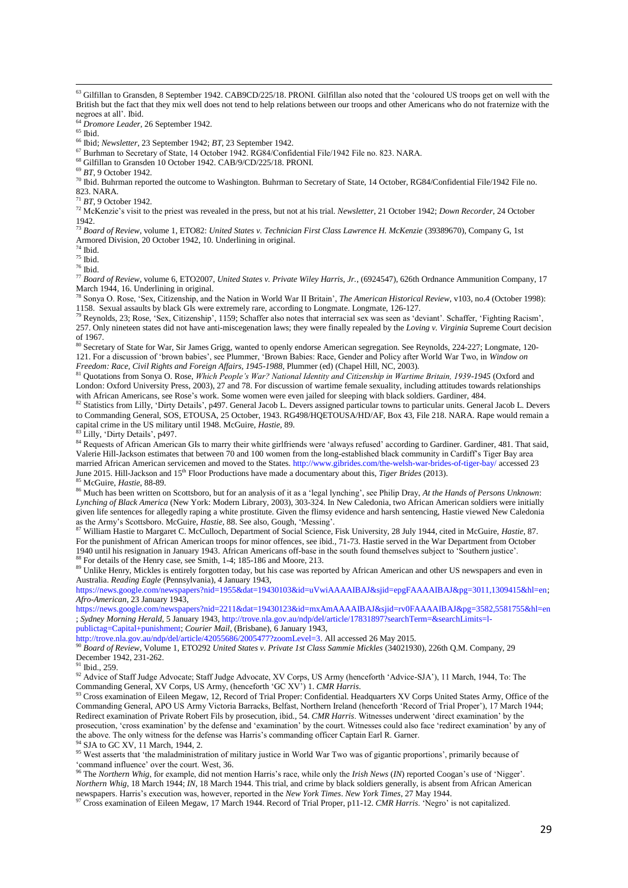[63] Gilfillan to Gransden, 8 September 1942. CAB9CD/225/18. PRONI. Gilfillan also noted that the 'coloured US troops get on well with the British but the fact that they mix well does not tend to help relations between our troops and other Americans who do not fraternize with the negroes at all'. Ibid.

[64] *Dromore Leader*, 26 September 1942.

[65] Ibid.

[66] Ibid; *Newsletter*, 23 September 1942; *BT*, 23 September 1942.

[67] Burhman to Secretary of State, 14 October 1942. RG84/Confidential File/1942 File no. 823. NARA.

[68] Gilfillan to Gransden 10 October 1942. CAB/9/CD/225/18. PRONI.

[69] *BT*, 9 October 1942.

[70] Ibid. Buhrman reported the outcome to Washington. Buhrman to Secretary of State, 14 October, RG84/Confidential File/1942 File no. 823. NARA.

[71] *BT*, 9 October 1942.

[72] McKenzie's visit to the priest was revealed in the press, but not at his trial. *Newsletter*, 21 October 1942; *Down Recorder*, 24 October 1942.

[73] *Board of Review*, volume 1, ETO82: *United States v. Technician First Class Lawrence H. McKenzie* (39389670), Company G, 1st Armored Division, 20 October 1942, 10. Underlining in original.

[74] Ibid.

[75] Ibid.

[76] Ibid.

[77] *Board of Review*, volume 6, ETO2007, *United States v. Private Wiley Harris, Jr.*, (6924547), 626th Ordnance Ammunition Company, 17 March 1944, 16. Underlining in original.

[78] Sonya O. Rose, 'Sex, Citizenship, and the Nation in World War II Britain', *The American Historical Review*, v103, no.4 (October 1998): 1158. Sexual assaults by black GIs were extremely rare, according to Longmate. Longmate, 126-127.

[79] Reynolds, 23; Rose, 'Sex, Citizenship', 1159; Schaffer also notes that interracial sex was seen as 'deviant'. Schaffer, 'Fighting Racism', 257. Only nineteen states did not have anti-miscegenation laws; they were finally repealed by the *Loving v. Virginia* Supreme Court decision of 1967.

[80] Secretary of State for War, Sir James Grigg, wanted to openly endorse American segregation. See Reynolds, 224-227; Longmate, 120-121. For a discussion of 'brown babies', see Plummer, 'Brown Babies: Race, Gender and Policy after World War Two, in *Window on Freedom: Race, Civil Rights and Foreign Affairs, 1945-1988*, Plummer (ed) (Chapel Hill, NC, 2003).

[81] Quotations from Sonya O. Rose, *Which People's War? National Identity and Citizenship in Wartime Britain, 1939-1945* (Oxford and London: Oxford University Press, 2003), 27 and 78. For discussion of wartime female sexuality, including attitudes towards relationships with African Americans, see Rose's work. Some women were even jailed for sleeping with black soldiers. Gardiner, 484.

[82] Statistics from Lilly, 'Dirty Details', p497. General Jacob L. Devers assigned particular towns to particular units. General Jacob L. Devers to Commanding General, SOS, ETOUSA, 25 October, 1943. RG498/HQETOUSA/HD/AF, Box 43, File 218. NARA. Rape would remain a capital crime in the US military until 1948. McGuire, *Hastie*, 89.

[83] Lilly, 'Dirty Details', p497.

[84] Requests of African American GIs to marry their white girlfriends were 'always refused' according to Gardiner. Gardiner, 481. That said, Valerie Hill-Jackson estimates that between 70 and 100 women from the long-established black community in Cardiff's Tiger Bay area married African American servicemen and moved to the States. http://www.gibrides.com/the-welsh-war-brides-of-tiger-bay/ accessed 23 June 2015. Hill-Jackson and 15th Floor Productions have made a documentary about this, *Tiger Brides* (2013).

[85] McGuire, *Hastie*, 88-89.

[86] Much has been written on Scottsboro, but for an analysis of it as a 'legal lynching', see Philip Dray, *At the Hands of Persons Unknown: Lynching of Black America* (New York: Modern Library, 2003), 303-324. In New Caledonia, two African American soldiers were initially given life sentences for allegedly raping a white prostitute. Given the flimsy evidence and harsh sentencing, Hastie viewed New Caledonia as the Army's Scottsboro. McGuire, *Hastie*, 88. See also, Gough, 'Messing'.

[87] William Hastie to Margaret C. McCulloch, Department of Social Science, Fisk University, 28 July 1944, cited in McGuire, *Hastie*, 87. For the punishment of African American troops for minor offences, see ibid., 71-73. Hastie served in the War Department from October 1940 until his resignation in January 1943. African Americans off-base in the south found themselves subject to 'Southern justice'.

[88] For details of the Henry case, see Smith, 1-4; 185-186 and Moore, 213.

[89] Unlike Henry, Mickles is entirely forgotten today, but his case was reported by African American and other US newspapers and even in Australia. *Reading Eagle* (Pennsylvania), 4 January 1943, https://news.google.com/newspapers?nid=1955&dat=19430103&id=uVwiAAAAIBAJ&sjid=epgFAAAAIBAJ&pg=3011,1309415&hl=en; *Afro-American*, 23 January 1943, https://news.google.com/newspapers?nid=2211&dat=19430123&id=mxAmAAAAIBAJ&sjid=rv0FAAAAIBAJ&pg=3582,5581755&hl=en ; *Sydney Morning Herald*, 5 January 1943, http://trove.nla.gov.au/ndp/del/article/17831897?searchTerm=&searchLimits=l-publictag=Capital+punishment; *Courier Mail*, (Brisbane), 6 January 1943, http://trove.nla.gov.au/ndp/del/article/42055686/2005477?zoomLevel=3. All accessed 26 May 2015.

[90] *Board of Review*, Volume 1, ETO292 *United States v. Private 1st Class Sammie Mickles* (34021930), 226th Q.M. Company, 29 December 1942, 231-262.

[91] Ibid., 259.

[92] Advice of Staff Judge Advocate; Staff Judge Advocate, XV Corps, US Army (henceforth 'Advice-SJA'), 11 March, 1944, To: The Commanding General, XV Corps, US Army, (henceforth 'GC XV') 1. *CMR Harris*.

[93] Cross examination of Eileen Megaw, 12, Record of Trial Proper: Confidential. Headquarters XV Corps United States Army, Office of the Commanding General, APO US Army Victoria Barracks, Belfast, Northern Ireland (henceforth 'Record of Trial Proper'), 17 March 1944; Redirect examination of Private Robert Fils by prosecution, ibid., 54. *CMR Harris*. Witnesses underwent 'direct examination' by the prosecution, 'cross examination' by the defense and 'examination' by the court. Witnesses could also face 'redirect examination' by any of the above. The only witness for the defense was Harris's commanding officer Captain Earl R. Garner.

[94] SJA to GC XV, 11 March, 1944, 2.

[95] West asserts that 'the maladministration of military justice in World War Two was of gigantic proportions', primarily because of 'command influence' over the court. West, 36.

[96] The *Northern Whig*, for example, did not mention Harris's race, while only the *Irish News* (*IN*) reported Coogan's use of 'Nigger'. *Northern Whig*, 18 March 1944; *IN*, 18 March 1944. This trial, and crime by black soldiers generally, is absent from African American newspapers. Harris's execution was, however, reported in the *New York Times*. *New York Times*, 27 May 1944.

[97] Cross examination of Eileen Megaw, 17 March 1944. Record of Trial Proper, p11-12. *CMR Harris*. 'Negro' is not capitalized.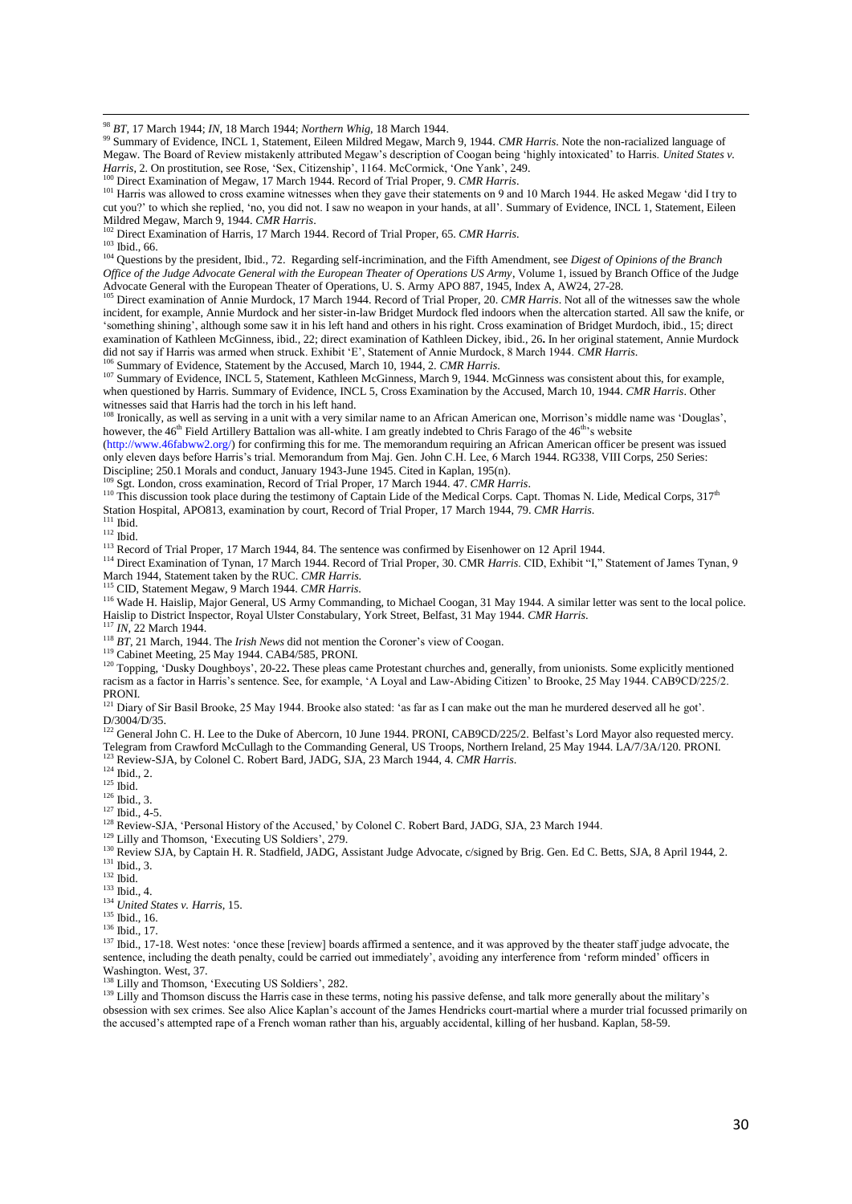[98] *BT*, 17 March 1944; *IN*, 18 March 1944; *Northern Whig*, 18 March 1944.

[99] Summary of Evidence, INCL 1, Statement, Eileen Mildred Megaw, March 9, 1944. *CMR Harris*. Note the non-racialized language of Megaw. The Board of Review mistakenly attributed Megaw's description of Coogan being 'highly intoxicated' to Harris. *United States v. Harris*, 2. On prostitution, see Rose, 'Sex, Citizenship', 1164. McCormick, 'One Yank', 249.

[100] Direct Examination of Megaw, 17 March 1944. Record of Trial Proper, 9. *CMR Harris*.

[101] Harris was allowed to cross examine witnesses when they gave their statements on 9 and 10 March 1944. He asked Megaw 'did I try to cut you?' to which she replied, 'no, you did not. I saw no weapon in your hands, at all'. Summary of Evidence, INCL 1, Statement, Eileen Mildred Megaw, March 9, 1944. *CMR Harris*.

[102] Direct Examination of Harris, 17 March 1944. Record of Trial Proper, 65. *CMR Harris*.

[103] Ibid., 66.

[104] Questions by the president, Ibid., 72. Regarding self-incrimination, and the Fifth Amendment, see *Digest of Opinions of the Branch Office of the Judge Advocate General with the European Theater of Operations US Army*, Volume 1, issued by Branch Office of the Judge Advocate General with the European Theater of Operations, U. S. Army APO 887, 1945, Index A, AW24, 27-28.

[105] Direct examination of Annie Murdock, 17 March 1944. Record of Trial Proper, 20. *CMR Harris*. Not all of the witnesses saw the whole incident, for example, Annie Murdock and her sister-in-law Bridget Murdock fled indoors when the altercation started. All saw the knife, or 'something shining', although some saw it in his left hand and others in his right. Cross examination of Bridget Murdoch, ibid., 15; direct examination of Kathleen McGinness, ibid., 22; direct examination of Kathleen Dickey, ibid., 26**.** In her original statement, Annie Murdock did not say if Harris was armed when struck. Exhibit 'E', Statement of Annie Murdock, 8 March 1944. *CMR Harris*.

[106] Summary of Evidence, Statement by the Accused, March 10, 1944, 2. *CMR Harris*.

[107] Summary of Evidence, INCL 5, Statement, Kathleen McGinness, March 9, 1944. McGinness was consistent about this, for example, when questioned by Harris. Summary of Evidence, INCL 5, Cross Examination by the Accused, March 10, 1944. *CMR Harris*. Other witnesses said that Harris had the torch in his left hand.

[108] Ironically, as well as serving in a unit with a very similar name to an African American one, Morrison's middle name was 'Douglas', however, the 46th Field Artillery Battalion was all-white. I am greatly indebted to Chris Farago of the 46th's website (http://www.46fabww2.org/) for confirming this for me. The memorandum requiring an African American officer be present was issued only eleven days before Harris's trial. Memorandum from Maj. Gen. John C.H. Lee, 6 March 1944. RG338, VIII Corps, 250 Series: Discipline; 250.1 Morals and conduct, January 1943-June 1945. Cited in Kaplan, 195(n).

[109] Sgt. London, cross examination, Record of Trial Proper, 17 March 1944. 47. *CMR Harris*.

[110] This discussion took place during the testimony of Captain Lide of the Medical Corps. Capt. Thomas N. Lide, Medical Corps, 317th Station Hospital, APO813, examination by court, Record of Trial Proper, 17 March 1944, 79. *CMR Harris*.

[111] Ibid.

[112] Ibid.

[113] Record of Trial Proper, 17 March 1944, 84. The sentence was confirmed by Eisenhower on 12 April 1944.

[114] Direct Examination of Tynan, 17 March 1944. Record of Trial Proper, 30. CMR *Harris*. CID, Exhibit "I," Statement of James Tynan, 9 March 1944, Statement taken by the RUC. *CMR Harris*.

[115] CID, Statement Megaw, 9 March 1944. *CMR Harris*.

[116] Wade H. Haislip, Major General, US Army Commanding, to Michael Coogan, 31 May 1944. A similar letter was sent to the local police. Haislip to District Inspector, Royal Ulster Constabulary, York Street, Belfast, 31 May 1944. *CMR Harris*.

[117] *IN*, 22 March 1944.

[118] *BT*, 21 March, 1944. The *Irish News* did not mention the Coroner's view of Coogan.

[119] Cabinet Meeting, 25 May 1944. CAB4/585, PRONI.

[120] Topping, 'Dusky Doughboys', 20-22**.** These pleas came Protestant churches and, generally, from unionists. Some explicitly mentioned racism as a factor in Harris's sentence. See, for example, 'A Loyal and Law-Abiding Citizen' to Brooke, 25 May 1944. CAB9CD/225/2. PRONI.

[121] Diary of Sir Basil Brooke, 25 May 1944. Brooke also stated: 'as far as I can make out the man he murdered deserved all he got'. D/3004/D/35.

[122] General John C. H. Lee to the Duke of Abercorn, 10 June 1944. PRONI, CAB9CD/225/2. Belfast's Lord Mayor also requested mercy. Telegram from Crawford McCullagh to the Commanding General, US Troops, Northern Ireland, 25 May 1944. LA/7/3A/120. PRONI.

[123] Review-SJA, by Colonel C. Robert Bard, JADG, SJA, 23 March 1944, 4. *CMR Harris*.

[124] Ibid., 2.

[125] Ibid.

[126] Ibid., 3.

[127] Ibid., 4-5.

[128] Review-SJA, 'Personal History of the Accused,' by Colonel C. Robert Bard, JADG, SJA, 23 March 1944.

[129] Lilly and Thomson, 'Executing US Soldiers', 279.

[130] Review SJA, by Captain H. R. Stadfield, JADG, Assistant Judge Advocate, c/signed by Brig. Gen. Ed C. Betts, SJA, 8 April 1944, 2.

[131] Ibid., 3.

[132] Ibid.

[133] Ibid., 4.

[134] *United States v. Harris*, 15.

[135] Ibid., 16.

[136] Ibid., 17.

[137] Ibid., 17-18. West notes: 'once these [review] boards affirmed a sentence, and it was approved by the theater staff judge advocate, the sentence, including the death penalty, could be carried out immediately', avoiding any interference from 'reform minded' officers in Washington. West, 37.

[138] Lilly and Thomson, 'Executing US Soldiers', 282.

[139] Lilly and Thomson discuss the Harris case in these terms, noting his passive defense, and talk more generally about the military's obsession with sex crimes. See also Alice Kaplan's account of the James Hendricks court-martial where a murder trial focussed primarily on the accused's attempted rape of a French woman rather than his, arguably accidental, killing of her husband. Kaplan, 58-59.